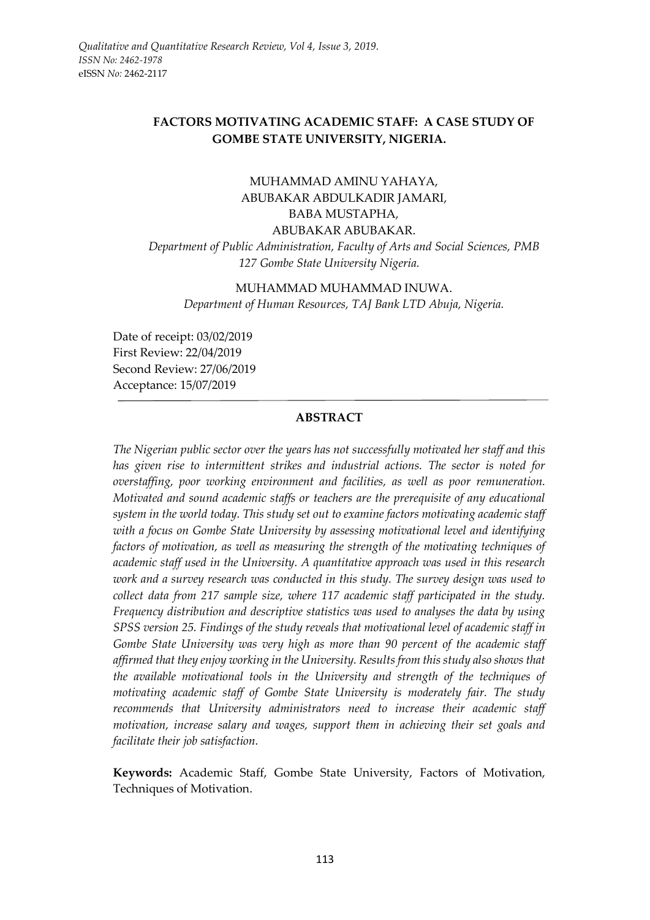# FACTORS MOTIVATING ACADEMIC STAFF: A CASE STUDY OF GOMBE STATE UNIVERSITY, NIGERIA.

MUHAMMAD AMINU YAHAYA,
ABUBAKAR ABDULKADIR JAMARI,
BABA MUSTAPHA,
ABUBAKAR ABUBAKAR.

*Department of Public Administration, Faculty of Arts and Social Sciences, PMB 127 Gombe State University Nigeria.*

MUHAMMAD MUHAMMAD INUWA.

*Department of Human Resources, TAJ Bank LTD Abuja, Nigeria.*

Date of receipt: 03/02/2019
First Review: 22/04/2019
Second Review: 27/06/2019
Acceptance: 15/07/2019

## ABSTRACT

*The Nigerian public sector over the years has not successfully motivated her staff and this has given rise to intermittent strikes and industrial actions. The sector is noted for overstaffing, poor working environment and facilities, as well as poor remuneration. Motivated and sound academic staffs or teachers are the prerequisite of any educational system in the world today. This study set out to examine factors motivating academic staff with a focus on Gombe State University by assessing motivational level and identifying factors of motivation, as well as measuring the strength of the motivating techniques of academic staff used in the University. A quantitative approach was used in this research work and a survey research was conducted in this study. The survey design was used to collect data from 217 sample size, where 117 academic staff participated in the study. Frequency distribution and descriptive statistics was used to analyses the data by using SPSS version 25. Findings of the study reveals that motivational level of academic staff in Gombe State University was very high as more than 90 percent of the academic staff affirmed that they enjoy working in the University. Results from this study also shows that the available motivational tools in the University and strength of the techniques of motivating academic staff of Gombe State University is moderately fair. The study recommends that University administrators need to increase their academic staff motivation, increase salary and wages, support them in achieving their set goals and facilitate their job satisfaction.*

**Keywords:** Academic Staff, Gombe State University, Factors of Motivation, Techniques of Motivation.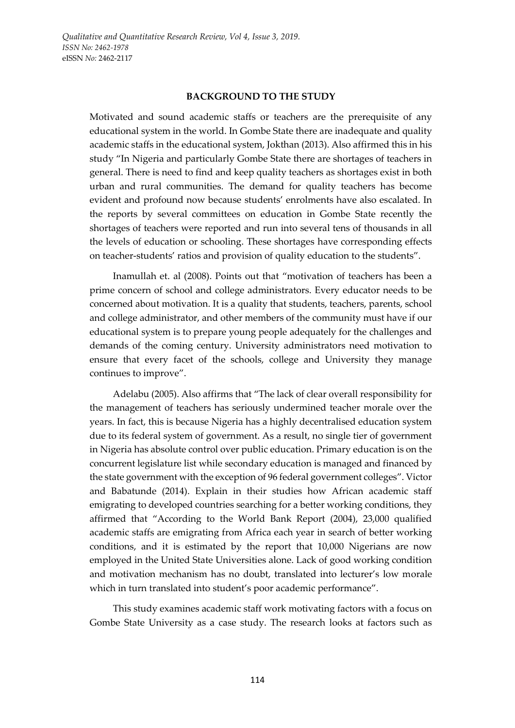## BACKGROUND TO THE STUDY

Motivated and sound academic staffs or teachers are the prerequisite of any educational system in the world. In Gombe State there are inadequate and quality academic staffs in the educational system, Jokthan (2013). Also affirmed this in his study "In Nigeria and particularly Gombe State there are shortages of teachers in general. There is need to find and keep quality teachers as shortages exist in both urban and rural communities. The demand for quality teachers has become evident and profound now because students' enrolments have also escalated. In the reports by several committees on education in Gombe State recently the shortages of teachers were reported and run into several tens of thousands in all the levels of education or schooling. These shortages have corresponding effects on teacher-students' ratios and provision of quality education to the students".

Inamullah et. al (2008). Points out that "motivation of teachers has been a prime concern of school and college administrators. Every educator needs to be concerned about motivation. It is a quality that students, teachers, parents, school and college administrator, and other members of the community must have if our educational system is to prepare young people adequately for the challenges and demands of the coming century. University administrators need motivation to ensure that every facet of the schools, college and University they manage continues to improve".

Adelabu (2005). Also affirms that "The lack of clear overall responsibility for the management of teachers has seriously undermined teacher morale over the years. In fact, this is because Nigeria has a highly decentralised education system due to its federal system of government. As a result, no single tier of government in Nigeria has absolute control over public education. Primary education is on the concurrent legislature list while secondary education is managed and financed by the state government with the exception of 96 federal government colleges". Victor and Babatunde (2014). Explain in their studies how African academic staff emigrating to developed countries searching for a better working conditions, they affirmed that "According to the World Bank Report (2004), 23,000 qualified academic staffs are emigrating from Africa each year in search of better working conditions, and it is estimated by the report that 10,000 Nigerians are now employed in the United State Universities alone. Lack of good working condition and motivation mechanism has no doubt, translated into lecturer's low morale which in turn translated into student's poor academic performance".

This study examines academic staff work motivating factors with a focus on Gombe State University as a case study. The research looks at factors such as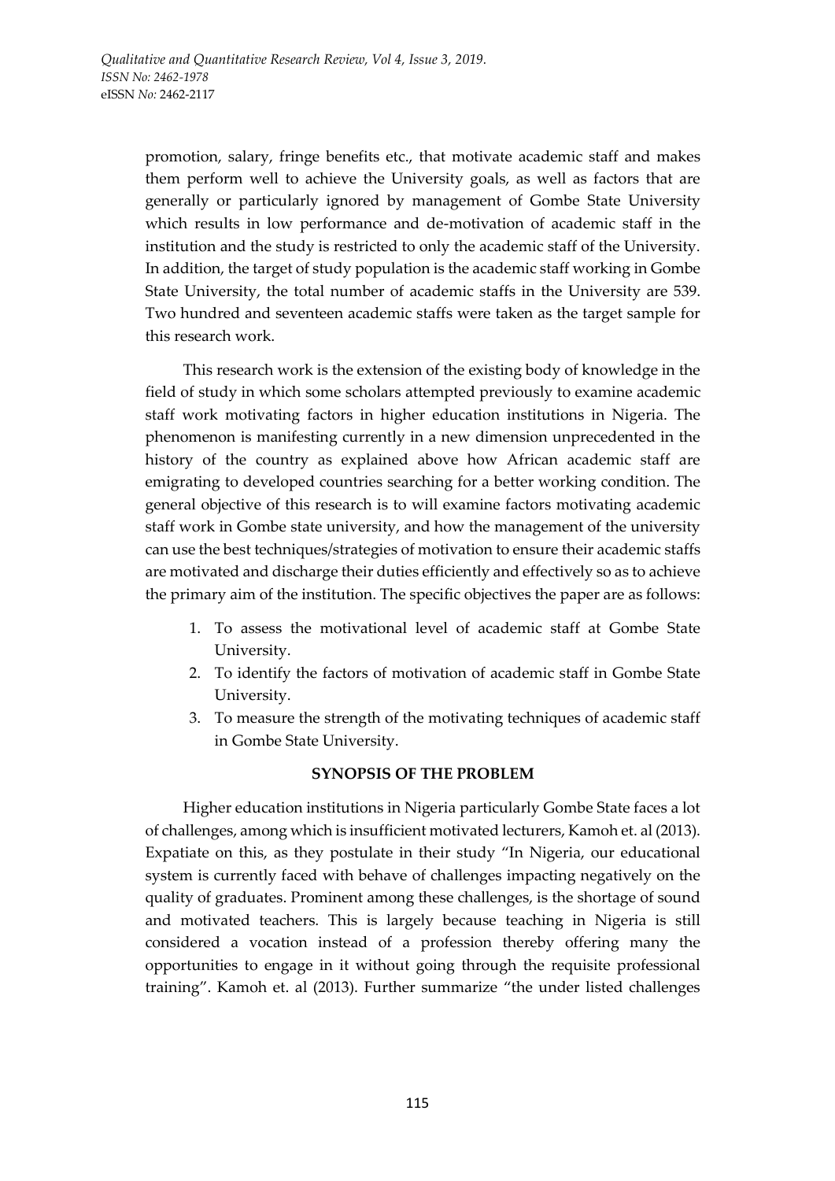promotion, salary, fringe benefits etc., that motivate academic staff and makes them perform well to achieve the University goals, as well as factors that are generally or particularly ignored by management of Gombe State University which results in low performance and de-motivation of academic staff in the institution and the study is restricted to only the academic staff of the University. In addition, the target of study population is the academic staff working in Gombe State University, the total number of academic staffs in the University are 539. Two hundred and seventeen academic staffs were taken as the target sample for this research work.

This research work is the extension of the existing body of knowledge in the field of study in which some scholars attempted previously to examine academic staff work motivating factors in higher education institutions in Nigeria. The phenomenon is manifesting currently in a new dimension unprecedented in the history of the country as explained above how African academic staff are emigrating to developed countries searching for a better working condition. The general objective of this research is to will examine factors motivating academic staff work in Gombe state university, and how the management of the university can use the best techniques/strategies of motivation to ensure their academic staffs are motivated and discharge their duties efficiently and effectively so as to achieve the primary aim of the institution. The specific objectives the paper are as follows:

1. To assess the motivational level of academic staff at Gombe State University.
2. To identify the factors of motivation of academic staff in Gombe State University.
3. To measure the strength of the motivating techniques of academic staff in Gombe State University.

## SYNOPSIS OF THE PROBLEM

Higher education institutions in Nigeria particularly Gombe State faces a lot of challenges, among which is insufficient motivated lecturers, Kamoh et. al (2013). Expatiate on this, as they postulate in their study "In Nigeria, our educational system is currently faced with behave of challenges impacting negatively on the quality of graduates. Prominent among these challenges, is the shortage of sound and motivated teachers. This is largely because teaching in Nigeria is still considered a vocation instead of a profession thereby offering many the opportunities to engage in it without going through the requisite professional training". Kamoh et. al (2013). Further summarize "the under listed challenges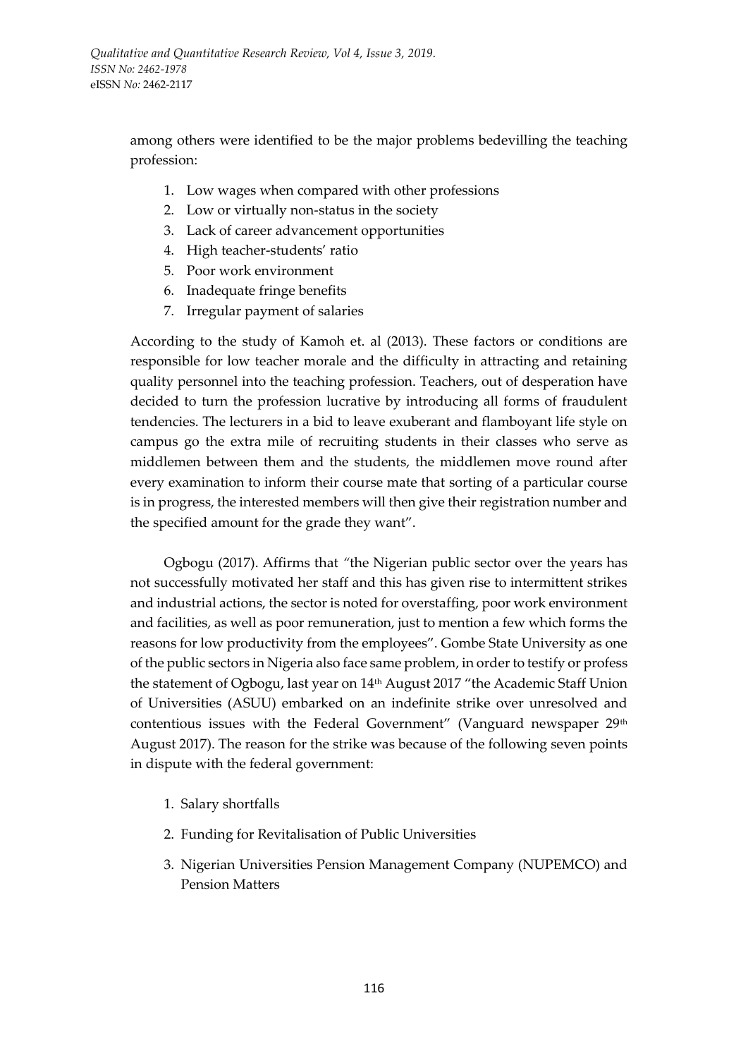among others were identified to be the major problems bedevilling the teaching profession:

1. Low wages when compared with other professions
2. Low or virtually non-status in the society
3. Lack of career advancement opportunities
4. High teacher-students' ratio
5. Poor work environment
6. Inadequate fringe benefits
7. Irregular payment of salaries

According to the study of Kamoh et. al (2013). These factors or conditions are responsible for low teacher morale and the difficulty in attracting and retaining quality personnel into the teaching profession. Teachers, out of desperation have decided to turn the profession lucrative by introducing all forms of fraudulent tendencies. The lecturers in a bid to leave exuberant and flamboyant life style on campus go the extra mile of recruiting students in their classes who serve as middlemen between them and the students, the middlemen move round after every examination to inform their course mate that sorting of a particular course is in progress, the interested members will then give their registration number and the specified amount for the grade they want".

Ogbogu (2017). Affirms that *"*the Nigerian public sector over the years has not successfully motivated her staff and this has given rise to intermittent strikes and industrial actions, the sector is noted for overstaffing, poor work environment and facilities, as well as poor remuneration, just to mention a few which forms the reasons for low productivity from the employees". Gombe State University as one of the public sectors in Nigeria also face same problem, in order to testify or profess the statement of Ogbogu, last year on 14th August 2017 "the Academic Staff Union of Universities (ASUU) embarked on an indefinite strike over unresolved and contentious issues with the Federal Government" (Vanguard newspaper 29th August 2017). The reason for the strike was because of the following seven points in dispute with the federal government:

1. Salary shortfalls
2. Funding for Revitalisation of Public Universities
3. Nigerian Universities Pension Management Company (NUPEMCO) and Pension Matters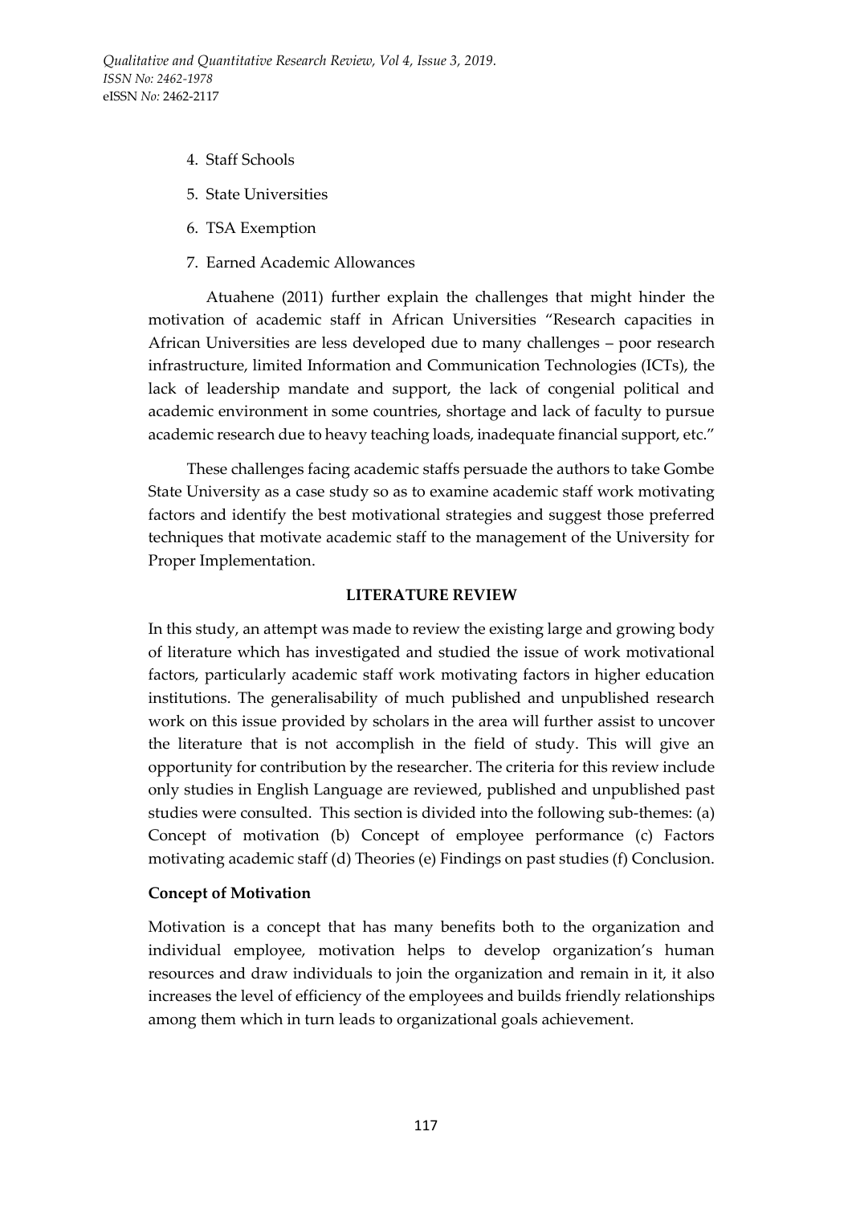4. Staff Schools
5. State Universities
6. TSA Exemption
7. Earned Academic Allowances

Atuahene (2011) further explain the challenges that might hinder the motivation of academic staff in African Universities "Research capacities in African Universities are less developed due to many challenges – poor research infrastructure, limited Information and Communication Technologies (ICTs), the lack of leadership mandate and support, the lack of congenial political and academic environment in some countries, shortage and lack of faculty to pursue academic research due to heavy teaching loads, inadequate financial support, etc."

These challenges facing academic staffs persuade the authors to take Gombe State University as a case study so as to examine academic staff work motivating factors and identify the best motivational strategies and suggest those preferred techniques that motivate academic staff to the management of the University for Proper Implementation.

## LITERATURE REVIEW

In this study, an attempt was made to review the existing large and growing body of literature which has investigated and studied the issue of work motivational factors, particularly academic staff work motivating factors in higher education institutions. The generalisability of much published and unpublished research work on this issue provided by scholars in the area will further assist to uncover the literature that is not accomplish in the field of study. This will give an opportunity for contribution by the researcher. The criteria for this review include only studies in English Language are reviewed, published and unpublished past studies were consulted. This section is divided into the following sub-themes: (a) Concept of motivation (b) Concept of employee performance (c) Factors motivating academic staff (d) Theories (e) Findings on past studies (f) Conclusion.

### Concept of Motivation

Motivation is a concept that has many benefits both to the organization and individual employee, motivation helps to develop organization's human resources and draw individuals to join the organization and remain in it, it also increases the level of efficiency of the employees and builds friendly relationships among them which in turn leads to organizational goals achievement.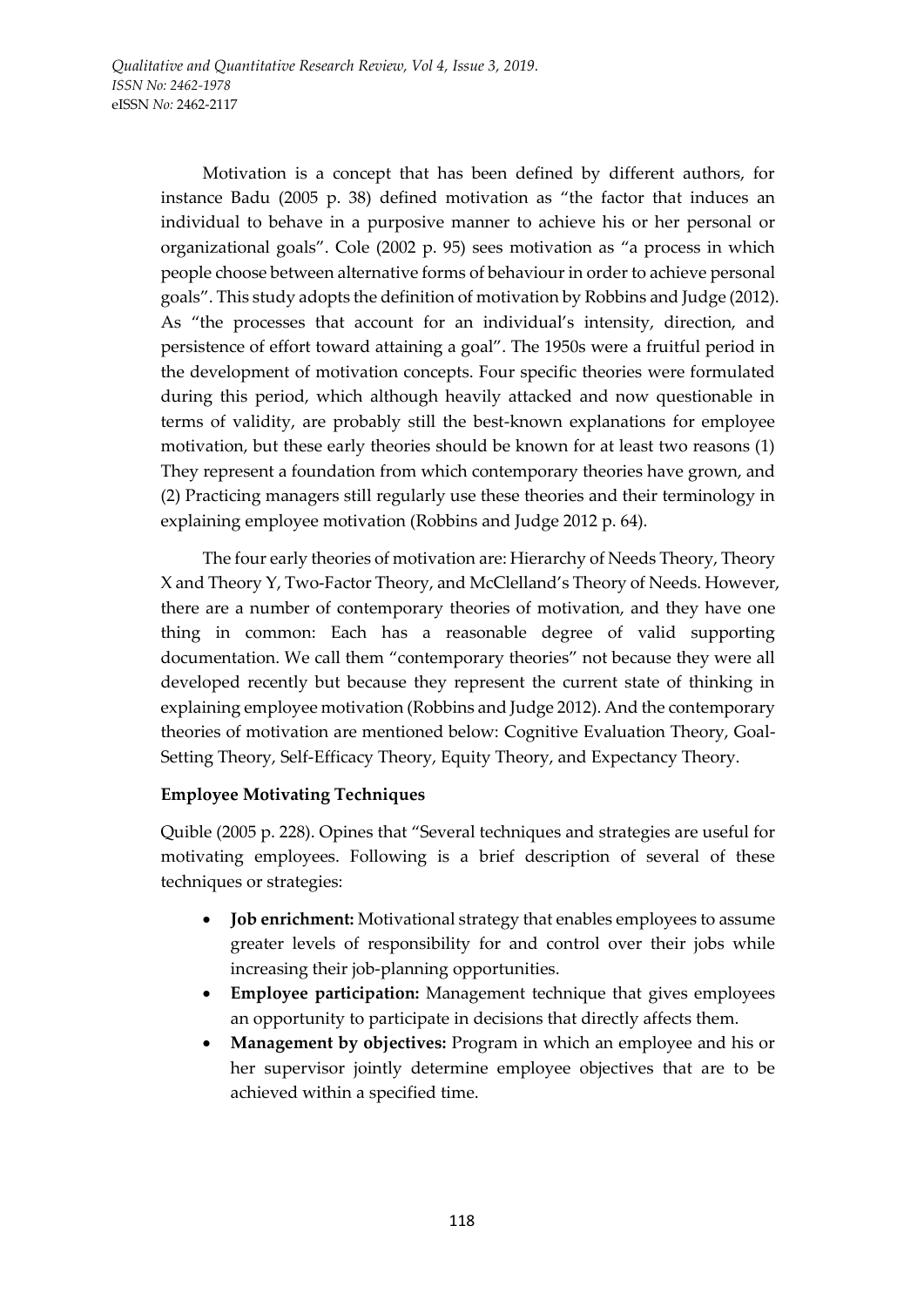Motivation is a concept that has been defined by different authors, for instance Badu (2005 p. 38) defined motivation as "the factor that induces an individual to behave in a purposive manner to achieve his or her personal or organizational goals". Cole (2002 p. 95) sees motivation as "a process in which people choose between alternative forms of behaviour in order to achieve personal goals". This study adopts the definition of motivation by Robbins and Judge (2012). As "the processes that account for an individual's intensity, direction, and persistence of effort toward attaining a goal". The 1950s were a fruitful period in the development of motivation concepts. Four specific theories were formulated during this period, which although heavily attacked and now questionable in terms of validity, are probably still the best-known explanations for employee motivation, but these early theories should be known for at least two reasons (1) They represent a foundation from which contemporary theories have grown, and (2) Practicing managers still regularly use these theories and their terminology in explaining employee motivation (Robbins and Judge 2012 p. 64).

The four early theories of motivation are: Hierarchy of Needs Theory, Theory X and Theory Y, Two-Factor Theory, and McClelland's Theory of Needs. However, there are a number of contemporary theories of motivation, and they have one thing in common: Each has a reasonable degree of valid supporting documentation. We call them "contemporary theories" not because they were all developed recently but because they represent the current state of thinking in explaining employee motivation (Robbins and Judge 2012). And the contemporary theories of motivation are mentioned below: Cognitive Evaluation Theory, Goal-Setting Theory, Self-Efficacy Theory, Equity Theory, and Expectancy Theory.

**Employee Motivating Techniques**

Quible (2005 p. 228). Opines that "Several techniques and strategies are useful for motivating employees. Following is a brief description of several of these techniques or strategies:

- **Job enrichment:** Motivational strategy that enables employees to assume greater levels of responsibility for and control over their jobs while increasing their job-planning opportunities.
- **Employee participation:** Management technique that gives employees an opportunity to participate in decisions that directly affects them.
- **Management by objectives:** Program in which an employee and his or her supervisor jointly determine employee objectives that are to be achieved within a specified time.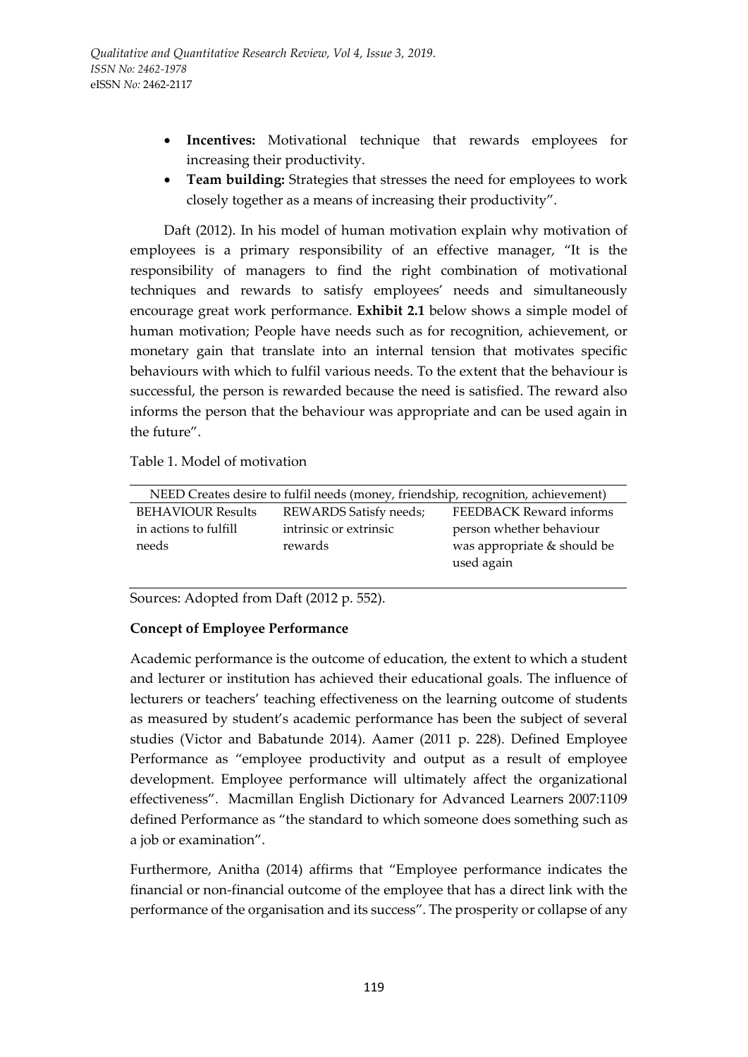- **Incentives:** Motivational technique that rewards employees for increasing their productivity.
- **Team building:** Strategies that stresses the need for employees to work closely together as a means of increasing their productivity".

Daft (2012). In his model of human motivation explain why motivation of employees is a primary responsibility of an effective manager, "It is the responsibility of managers to find the right combination of motivational techniques and rewards to satisfy employees' needs and simultaneously encourage great work performance. **Exhibit 2.1** below shows a simple model of human motivation; People have needs such as for recognition, achievement, or monetary gain that translate into an internal tension that motivates specific behaviours with which to fulfil various needs. To the extent that the behaviour is successful, the person is rewarded because the need is satisfied. The reward also informs the person that the behaviour was appropriate and can be used again in the future".

Table 1. Model of motivation

| NEED Creates desire to fulfil needs (money, friendship, recognition, achievement) | | |
|---|---|---|
| BEHAVIOUR Results in actions to fulfill needs | REWARDS Satisfy needs; intrinsic or extrinsic rewards | FEEDBACK Reward informs person whether behaviour was appropriate & should be used again |

Sources: Adopted from Daft (2012 p. 552).

**Concept of Employee Performance**

Academic performance is the outcome of education, the extent to which a student and lecturer or institution has achieved their educational goals. The influence of lecturers or teachers' teaching effectiveness on the learning outcome of students as measured by student's academic performance has been the subject of several studies (Victor and Babatunde 2014). Aamer (2011 p. 228). Defined Employee Performance as "employee productivity and output as a result of employee development. Employee performance will ultimately affect the organizational effectiveness". Macmillan English Dictionary for Advanced Learners 2007:1109 defined Performance as "the standard to which someone does something such as a job or examination".

Furthermore, Anitha (2014) affirms that "Employee performance indicates the financial or non-financial outcome of the employee that has a direct link with the performance of the organisation and its success". The prosperity or collapse of any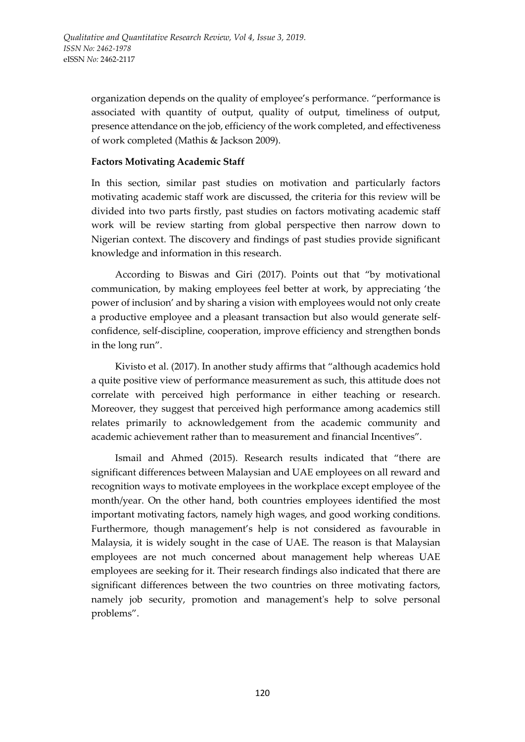organization depends on the quality of employee's performance. "performance is associated with quantity of output, quality of output, timeliness of output, presence attendance on the job, efficiency of the work completed, and effectiveness of work completed (Mathis & Jackson 2009).

**Factors Motivating Academic Staff**

In this section, similar past studies on motivation and particularly factors motivating academic staff work are discussed, the criteria for this review will be divided into two parts firstly, past studies on factors motivating academic staff work will be review starting from global perspective then narrow down to Nigerian context. The discovery and findings of past studies provide significant knowledge and information in this research.

According to Biswas and Giri (2017). Points out that "by motivational communication, by making employees feel better at work, by appreciating 'the power of inclusion' and by sharing a vision with employees would not only create a productive employee and a pleasant transaction but also would generate self-confidence, self-discipline, cooperation, improve efficiency and strengthen bonds in the long run".

Kivisto et al. (2017). In another study affirms that "although academics hold a quite positive view of performance measurement as such, this attitude does not correlate with perceived high performance in either teaching or research. Moreover, they suggest that perceived high performance among academics still relates primarily to acknowledgement from the academic community and academic achievement rather than to measurement and financial Incentives".

Ismail and Ahmed (2015). Research results indicated that "there are significant differences between Malaysian and UAE employees on all reward and recognition ways to motivate employees in the workplace except employee of the month/year. On the other hand, both countries employees identified the most important motivating factors, namely high wages, and good working conditions. Furthermore, though management's help is not considered as favourable in Malaysia, it is widely sought in the case of UAE. The reason is that Malaysian employees are not much concerned about management help whereas UAE employees are seeking for it. Their research findings also indicated that there are significant differences between the two countries on three motivating factors, namely job security, promotion and management's help to solve personal problems".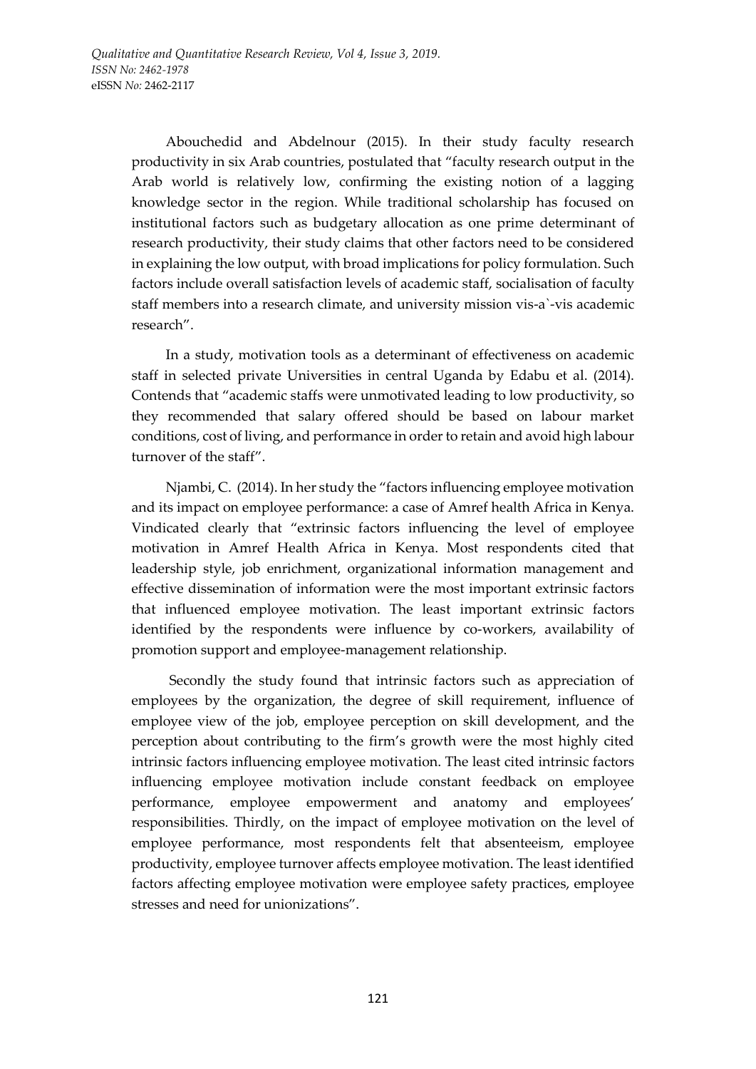Abouchedid and Abdelnour (2015). In their study faculty research productivity in six Arab countries, postulated that "faculty research output in the Arab world is relatively low, confirming the existing notion of a lagging knowledge sector in the region. While traditional scholarship has focused on institutional factors such as budgetary allocation as one prime determinant of research productivity, their study claims that other factors need to be considered in explaining the low output, with broad implications for policy formulation. Such factors include overall satisfaction levels of academic staff, socialisation of faculty staff members into a research climate, and university mission vis-a`-vis academic research".

In a study, motivation tools as a determinant of effectiveness on academic staff in selected private Universities in central Uganda by Edabu et al. (2014). Contends that "academic staffs were unmotivated leading to low productivity, so they recommended that salary offered should be based on labour market conditions, cost of living, and performance in order to retain and avoid high labour turnover of the staff".

Njambi, C. (2014). In her study the "factors influencing employee motivation and its impact on employee performance: a case of Amref health Africa in Kenya. Vindicated clearly that "extrinsic factors influencing the level of employee motivation in Amref Health Africa in Kenya. Most respondents cited that leadership style, job enrichment, organizational information management and effective dissemination of information were the most important extrinsic factors that influenced employee motivation. The least important extrinsic factors identified by the respondents were influence by co-workers, availability of promotion support and employee-management relationship.

Secondly the study found that intrinsic factors such as appreciation of employees by the organization, the degree of skill requirement, influence of employee view of the job, employee perception on skill development, and the perception about contributing to the firm's growth were the most highly cited intrinsic factors influencing employee motivation. The least cited intrinsic factors influencing employee motivation include constant feedback on employee performance, employee empowerment and anatomy and employees' responsibilities. Thirdly, on the impact of employee motivation on the level of employee performance, most respondents felt that absenteeism, employee productivity, employee turnover affects employee motivation. The least identified factors affecting employee motivation were employee safety practices, employee stresses and need for unionizations".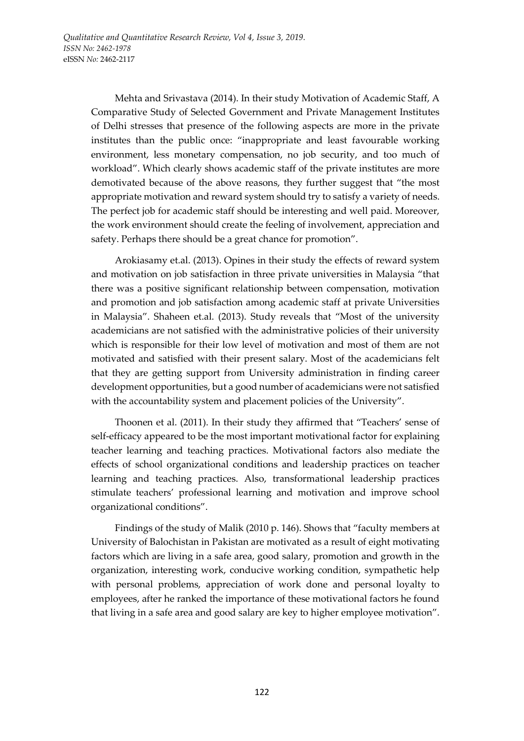Mehta and Srivastava (2014). In their study Motivation of Academic Staff, A Comparative Study of Selected Government and Private Management Institutes of Delhi stresses that presence of the following aspects are more in the private institutes than the public once: "inappropriate and least favourable working environment, less monetary compensation, no job security, and too much of workload". Which clearly shows academic staff of the private institutes are more demotivated because of the above reasons, they further suggest that "the most appropriate motivation and reward system should try to satisfy a variety of needs. The perfect job for academic staff should be interesting and well paid. Moreover, the work environment should create the feeling of involvement, appreciation and safety. Perhaps there should be a great chance for promotion".

Arokiasamy et.al. (2013). Opines in their study the effects of reward system and motivation on job satisfaction in three private universities in Malaysia "that there was a positive significant relationship between compensation, motivation and promotion and job satisfaction among academic staff at private Universities in Malaysia". Shaheen et.al. (2013). Study reveals that "Most of the university academicians are not satisfied with the administrative policies of their university which is responsible for their low level of motivation and most of them are not motivated and satisfied with their present salary. Most of the academicians felt that they are getting support from University administration in finding career development opportunities, but a good number of academicians were not satisfied with the accountability system and placement policies of the University".

Thoonen et al. (2011). In their study they affirmed that "Teachers' sense of self-efficacy appeared to be the most important motivational factor for explaining teacher learning and teaching practices. Motivational factors also mediate the effects of school organizational conditions and leadership practices on teacher learning and teaching practices. Also, transformational leadership practices stimulate teachers' professional learning and motivation and improve school organizational conditions".

Findings of the study of Malik (2010 p. 146). Shows that "faculty members at University of Balochistan in Pakistan are motivated as a result of eight motivating factors which are living in a safe area, good salary, promotion and growth in the organization, interesting work, conducive working condition, sympathetic help with personal problems, appreciation of work done and personal loyalty to employees, after he ranked the importance of these motivational factors he found that living in a safe area and good salary are key to higher employee motivation".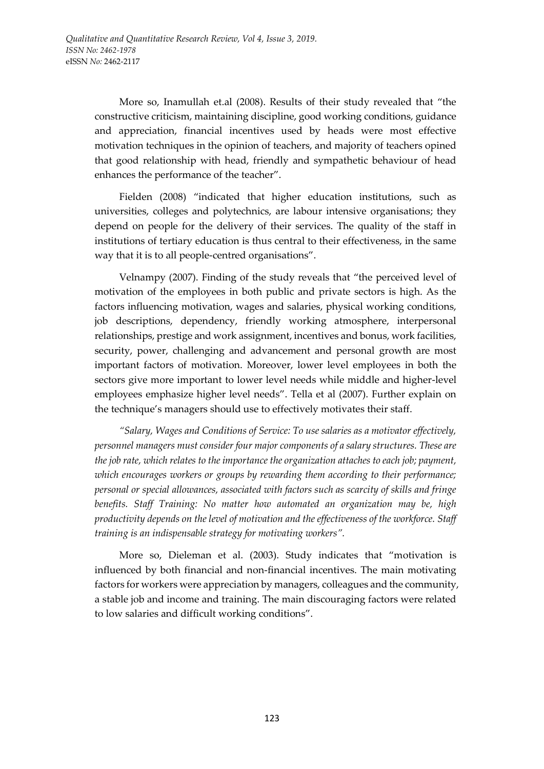More so, Inamullah et.al (2008). Results of their study revealed that "the constructive criticism, maintaining discipline, good working conditions, guidance and appreciation, financial incentives used by heads were most effective motivation techniques in the opinion of teachers, and majority of teachers opined that good relationship with head, friendly and sympathetic behaviour of head enhances the performance of the teacher".

Fielden (2008) "indicated that higher education institutions, such as universities, colleges and polytechnics, are labour intensive organisations; they depend on people for the delivery of their services. The quality of the staff in institutions of tertiary education is thus central to their effectiveness, in the same way that it is to all people-centred organisations".

Velnampy (2007). Finding of the study reveals that "the perceived level of motivation of the employees in both public and private sectors is high. As the factors influencing motivation, wages and salaries, physical working conditions, job descriptions, dependency, friendly working atmosphere, interpersonal relationships, prestige and work assignment, incentives and bonus, work facilities, security, power, challenging and advancement and personal growth are most important factors of motivation. Moreover, lower level employees in both the sectors give more important to lower level needs while middle and higher-level employees emphasize higher level needs". Tella et al (2007). Further explain on the technique's managers should use to effectively motivates their staff.

*"Salary, Wages and Conditions of Service: To use salaries as a motivator effectively, personnel managers must consider four major components of a salary structures. These are the job rate, which relates to the importance the organization attaches to each job; payment, which encourages workers or groups by rewarding them according to their performance; personal or special allowances, associated with factors such as scarcity of skills and fringe benefits. Staff Training: No matter how automated an organization may be, high productivity depends on the level of motivation and the effectiveness of the workforce. Staff training is an indispensable strategy for motivating workers".*

More so, Dieleman et al. (2003). Study indicates that "motivation is influenced by both financial and non-financial incentives. The main motivating factors for workers were appreciation by managers, colleagues and the community, a stable job and income and training. The main discouraging factors were related to low salaries and difficult working conditions".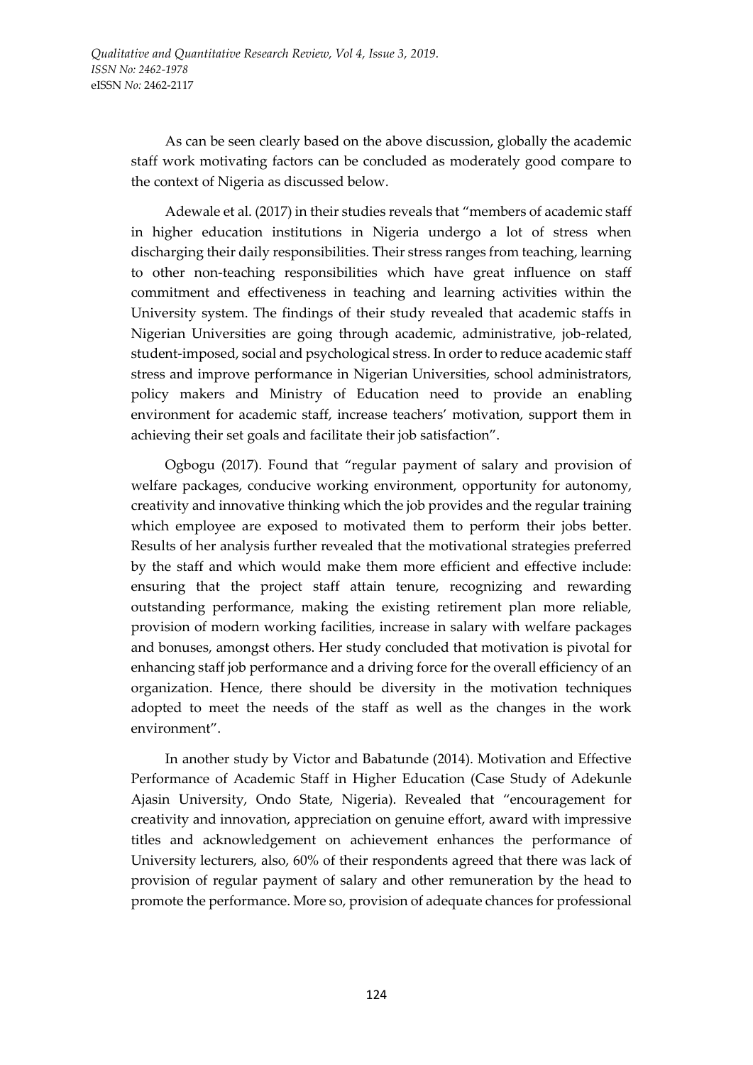As can be seen clearly based on the above discussion, globally the academic staff work motivating factors can be concluded as moderately good compare to the context of Nigeria as discussed below.

Adewale et al. (2017) in their studies reveals that "members of academic staff in higher education institutions in Nigeria undergo a lot of stress when discharging their daily responsibilities. Their stress ranges from teaching, learning to other non-teaching responsibilities which have great influence on staff commitment and effectiveness in teaching and learning activities within the University system. The findings of their study revealed that academic staffs in Nigerian Universities are going through academic, administrative, job-related, student-imposed, social and psychological stress. In order to reduce academic staff stress and improve performance in Nigerian Universities, school administrators, policy makers and Ministry of Education need to provide an enabling environment for academic staff, increase teachers' motivation, support them in achieving their set goals and facilitate their job satisfaction".

Ogbogu (2017). Found that "regular payment of salary and provision of welfare packages, conducive working environment, opportunity for autonomy, creativity and innovative thinking which the job provides and the regular training which employee are exposed to motivated them to perform their jobs better. Results of her analysis further revealed that the motivational strategies preferred by the staff and which would make them more efficient and effective include: ensuring that the project staff attain tenure, recognizing and rewarding outstanding performance, making the existing retirement plan more reliable, provision of modern working facilities, increase in salary with welfare packages and bonuses, amongst others. Her study concluded that motivation is pivotal for enhancing staff job performance and a driving force for the overall efficiency of an organization. Hence, there should be diversity in the motivation techniques adopted to meet the needs of the staff as well as the changes in the work environment".

In another study by Victor and Babatunde (2014). Motivation and Effective Performance of Academic Staff in Higher Education (Case Study of Adekunle Ajasin University, Ondo State, Nigeria). Revealed that "encouragement for creativity and innovation, appreciation on genuine effort, award with impressive titles and acknowledgement on achievement enhances the performance of University lecturers, also, 60% of their respondents agreed that there was lack of provision of regular payment of salary and other remuneration by the head to promote the performance. More so, provision of adequate chances for professional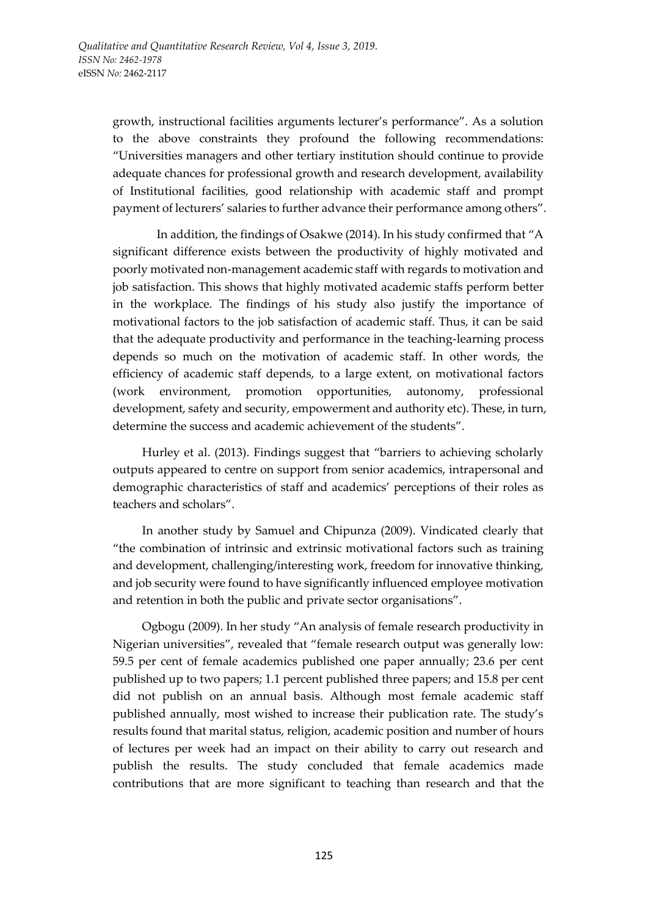growth, instructional facilities arguments lecturer's performance". As a solution to the above constraints they profound the following recommendations: "Universities managers and other tertiary institution should continue to provide adequate chances for professional growth and research development, availability of Institutional facilities, good relationship with academic staff and prompt payment of lecturers' salaries to further advance their performance among others".

In addition, the findings of Osakwe (2014). In his study confirmed that "A significant difference exists between the productivity of highly motivated and poorly motivated non-management academic staff with regards to motivation and job satisfaction. This shows that highly motivated academic staffs perform better in the workplace. The findings of his study also justify the importance of motivational factors to the job satisfaction of academic staff. Thus, it can be said that the adequate productivity and performance in the teaching-learning process depends so much on the motivation of academic staff. In other words, the efficiency of academic staff depends, to a large extent, on motivational factors (work environment, promotion opportunities, autonomy, professional development, safety and security, empowerment and authority etc). These, in turn, determine the success and academic achievement of the students".

Hurley et al. (2013). Findings suggest that "barriers to achieving scholarly outputs appeared to centre on support from senior academics, intrapersonal and demographic characteristics of staff and academics' perceptions of their roles as teachers and scholars".

In another study by Samuel and Chipunza (2009). Vindicated clearly that "the combination of intrinsic and extrinsic motivational factors such as training and development, challenging/interesting work, freedom for innovative thinking, and job security were found to have significantly influenced employee motivation and retention in both the public and private sector organisations".

Ogbogu (2009). In her study "An analysis of female research productivity in Nigerian universities", revealed that "female research output was generally low: 59.5 per cent of female academics published one paper annually; 23.6 per cent published up to two papers; 1.1 percent published three papers; and 15.8 per cent did not publish on an annual basis. Although most female academic staff published annually, most wished to increase their publication rate. The study's results found that marital status, religion, academic position and number of hours of lectures per week had an impact on their ability to carry out research and publish the results. The study concluded that female academics made contributions that are more significant to teaching than research and that the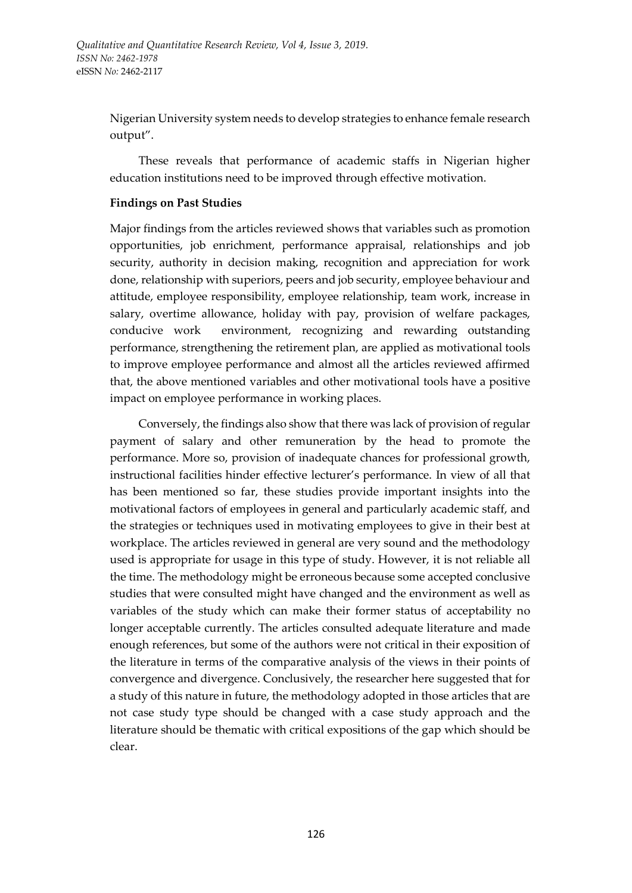Nigerian University system needs to develop strategies to enhance female research output".

These reveals that performance of academic staffs in Nigerian higher education institutions need to be improved through effective motivation.

**Findings on Past Studies**

Major findings from the articles reviewed shows that variables such as promotion opportunities, job enrichment, performance appraisal, relationships and job security, authority in decision making, recognition and appreciation for work done, relationship with superiors, peers and job security, employee behaviour and attitude, employee responsibility, employee relationship, team work, increase in salary, overtime allowance, holiday with pay, provision of welfare packages, conducive work environment, recognizing and rewarding outstanding performance, strengthening the retirement plan, are applied as motivational tools to improve employee performance and almost all the articles reviewed affirmed that, the above mentioned variables and other motivational tools have a positive impact on employee performance in working places.

Conversely, the findings also show that there was lack of provision of regular payment of salary and other remuneration by the head to promote the performance. More so, provision of inadequate chances for professional growth, instructional facilities hinder effective lecturer's performance. In view of all that has been mentioned so far, these studies provide important insights into the motivational factors of employees in general and particularly academic staff, and the strategies or techniques used in motivating employees to give in their best at workplace. The articles reviewed in general are very sound and the methodology used is appropriate for usage in this type of study. However, it is not reliable all the time. The methodology might be erroneous because some accepted conclusive studies that were consulted might have changed and the environment as well as variables of the study which can make their former status of acceptability no longer acceptable currently. The articles consulted adequate literature and made enough references, but some of the authors were not critical in their exposition of the literature in terms of the comparative analysis of the views in their points of convergence and divergence. Conclusively, the researcher here suggested that for a study of this nature in future, the methodology adopted in those articles that are not case study type should be changed with a case study approach and the literature should be thematic with critical expositions of the gap which should be clear.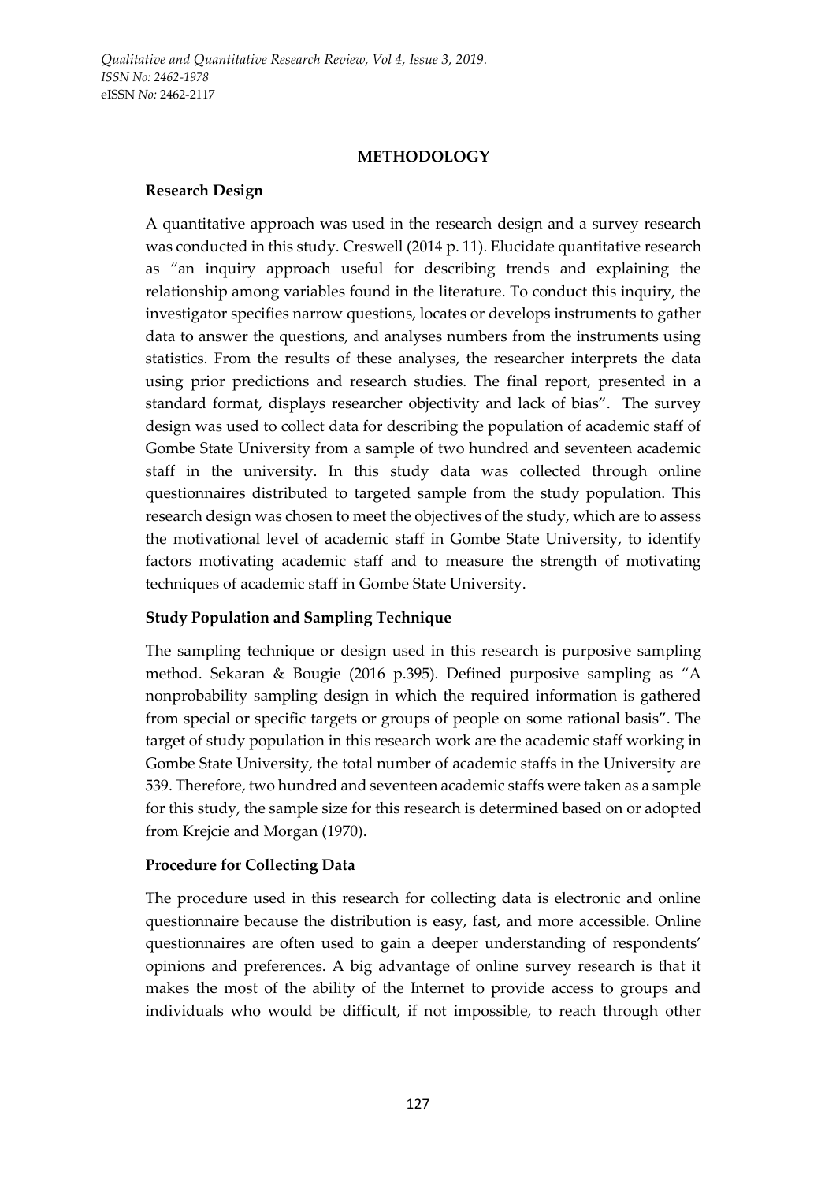## METHODOLOGY

### Research Design

A quantitative approach was used in the research design and a survey research was conducted in this study. Creswell (2014 p. 11). Elucidate quantitative research as "an inquiry approach useful for describing trends and explaining the relationship among variables found in the literature. To conduct this inquiry, the investigator specifies narrow questions, locates or develops instruments to gather data to answer the questions, and analyses numbers from the instruments using statistics. From the results of these analyses, the researcher interprets the data using prior predictions and research studies. The final report, presented in a standard format, displays researcher objectivity and lack of bias". The survey design was used to collect data for describing the population of academic staff of Gombe State University from a sample of two hundred and seventeen academic staff in the university. In this study data was collected through online questionnaires distributed to targeted sample from the study population. This research design was chosen to meet the objectives of the study, which are to assess the motivational level of academic staff in Gombe State University, to identify factors motivating academic staff and to measure the strength of motivating techniques of academic staff in Gombe State University.

### Study Population and Sampling Technique

The sampling technique or design used in this research is purposive sampling method. Sekaran & Bougie (2016 p.395). Defined purposive sampling as "A nonprobability sampling design in which the required information is gathered from special or specific targets or groups of people on some rational basis". The target of study population in this research work are the academic staff working in Gombe State University, the total number of academic staffs in the University are 539. Therefore, two hundred and seventeen academic staffs were taken as a sample for this study, the sample size for this research is determined based on or adopted from Krejcie and Morgan (1970).

### Procedure for Collecting Data

The procedure used in this research for collecting data is electronic and online questionnaire because the distribution is easy, fast, and more accessible. Online questionnaires are often used to gain a deeper understanding of respondents' opinions and preferences. A big advantage of online survey research is that it makes the most of the ability of the Internet to provide access to groups and individuals who would be difficult, if not impossible, to reach through other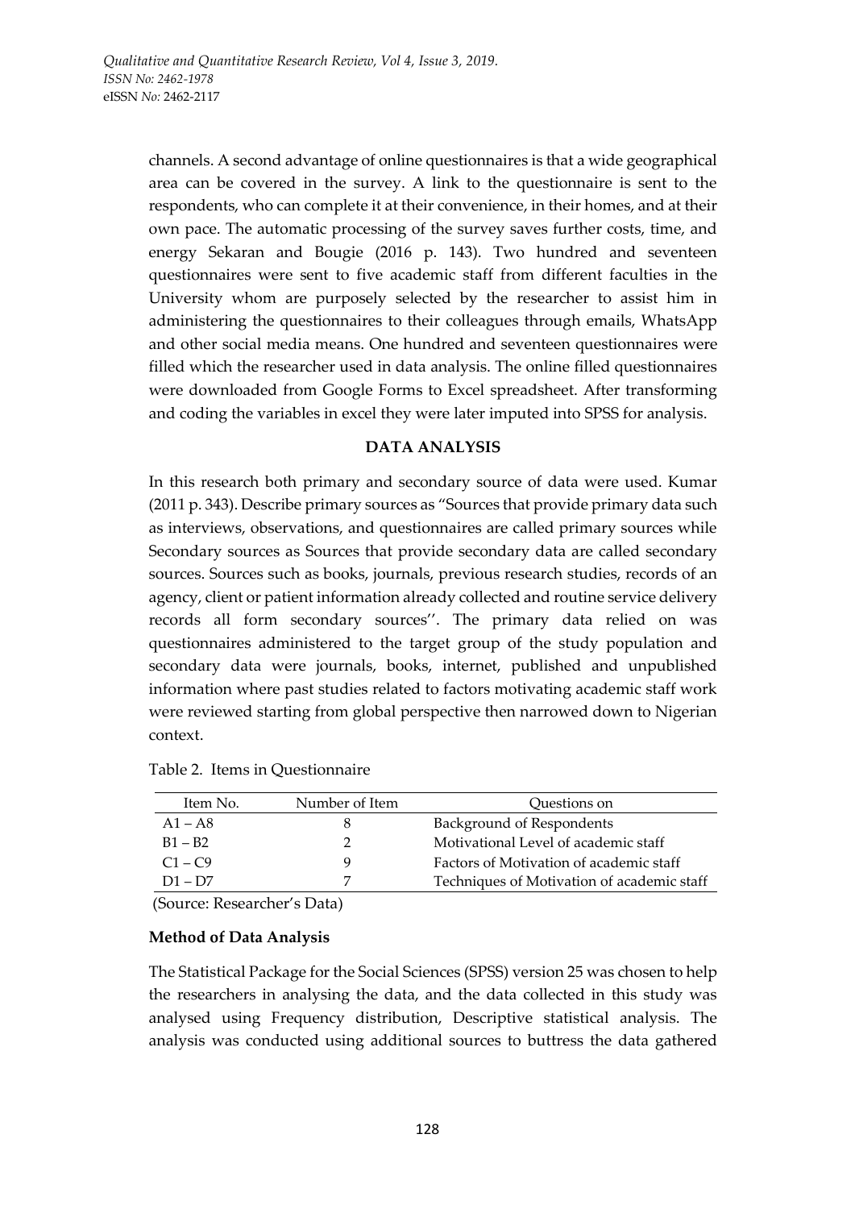channels. A second advantage of online questionnaires is that a wide geographical area can be covered in the survey. A link to the questionnaire is sent to the respondents, who can complete it at their convenience, in their homes, and at their own pace. The automatic processing of the survey saves further costs, time, and energy Sekaran and Bougie (2016 p. 143). Two hundred and seventeen questionnaires were sent to five academic staff from different faculties in the University whom are purposely selected by the researcher to assist him in administering the questionnaires to their colleagues through emails, WhatsApp and other social media means. One hundred and seventeen questionnaires were filled which the researcher used in data analysis. The online filled questionnaires were downloaded from Google Forms to Excel spreadsheet. After transforming and coding the variables in excel they were later imputed into SPSS for analysis.

## DATA ANALYSIS

In this research both primary and secondary source of data were used. Kumar (2011 p. 343). Describe primary sources as "Sources that provide primary data such as interviews, observations, and questionnaires are called primary sources while Secondary sources as Sources that provide secondary data are called secondary sources. Sources such as books, journals, previous research studies, records of an agency, client or patient information already collected and routine service delivery records all form secondary sources''. The primary data relied on was questionnaires administered to the target group of the study population and secondary data were journals, books, internet, published and unpublished information where past studies related to factors motivating academic staff work were reviewed starting from global perspective then narrowed down to Nigerian context.

Table 2. Items in Questionnaire

| Item No. | Number of Item | Questions on |
|---|---|---|
| A1 – A8 | 8 | Background of Respondents |
| B1 – B2 | 2 | Motivational Level of academic staff |
| C1 – C9 | 9 | Factors of Motivation of academic staff |
| D1 – D7 | 7 | Techniques of Motivation of academic staff |

(Source: Researcher's Data)

### Method of Data Analysis

The Statistical Package for the Social Sciences (SPSS) version 25 was chosen to help the researchers in analysing the data, and the data collected in this study was analysed using Frequency distribution, Descriptive statistical analysis. The analysis was conducted using additional sources to buttress the data gathered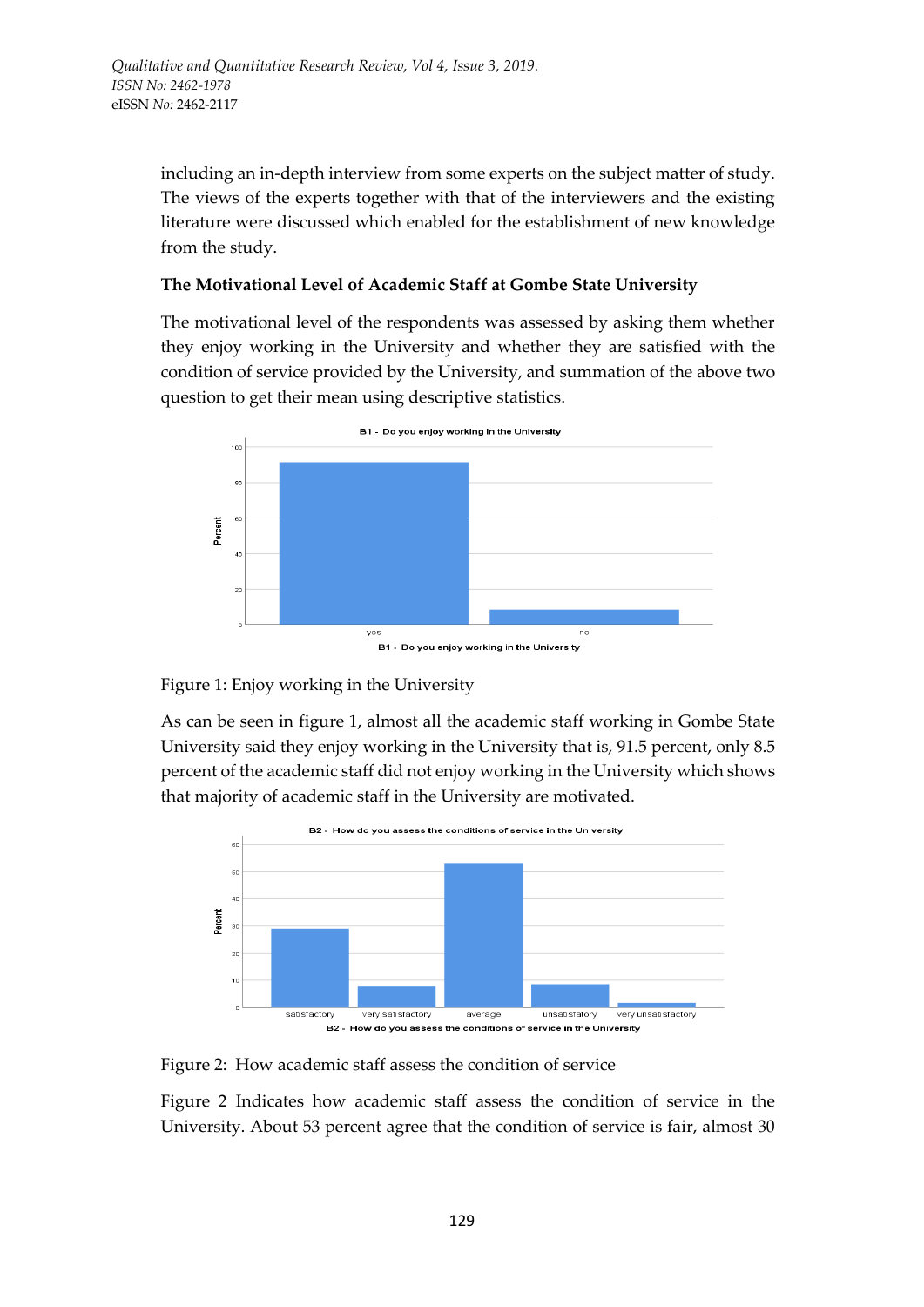including an in-depth interview from some experts on the subject matter of study. The views of the experts together with that of the interviewers and the existing literature were discussed which enabled for the establishment of new knowledge from the study.

### The Motivational Level of Academic Staff at Gombe State University

The motivational level of the respondents was assessed by asking them whether they enjoy working in the University and whether they are satisfied with the condition of service provided by the University, and summation of the above two question to get their mean using descriptive statistics.

Figure 1: Enjoy working in the University

As can be seen in figure 1, almost all the academic staff working in Gombe State University said they enjoy working in the University that is, 91.5 percent, only 8.5 percent of the academic staff did not enjoy working in the University which shows that majority of academic staff in the University are motivated.

Figure 2: How academic staff assess the condition of service

Figure 2 Indicates how academic staff assess the condition of service in the University. About 53 percent agree that the condition of service is fair, almost 30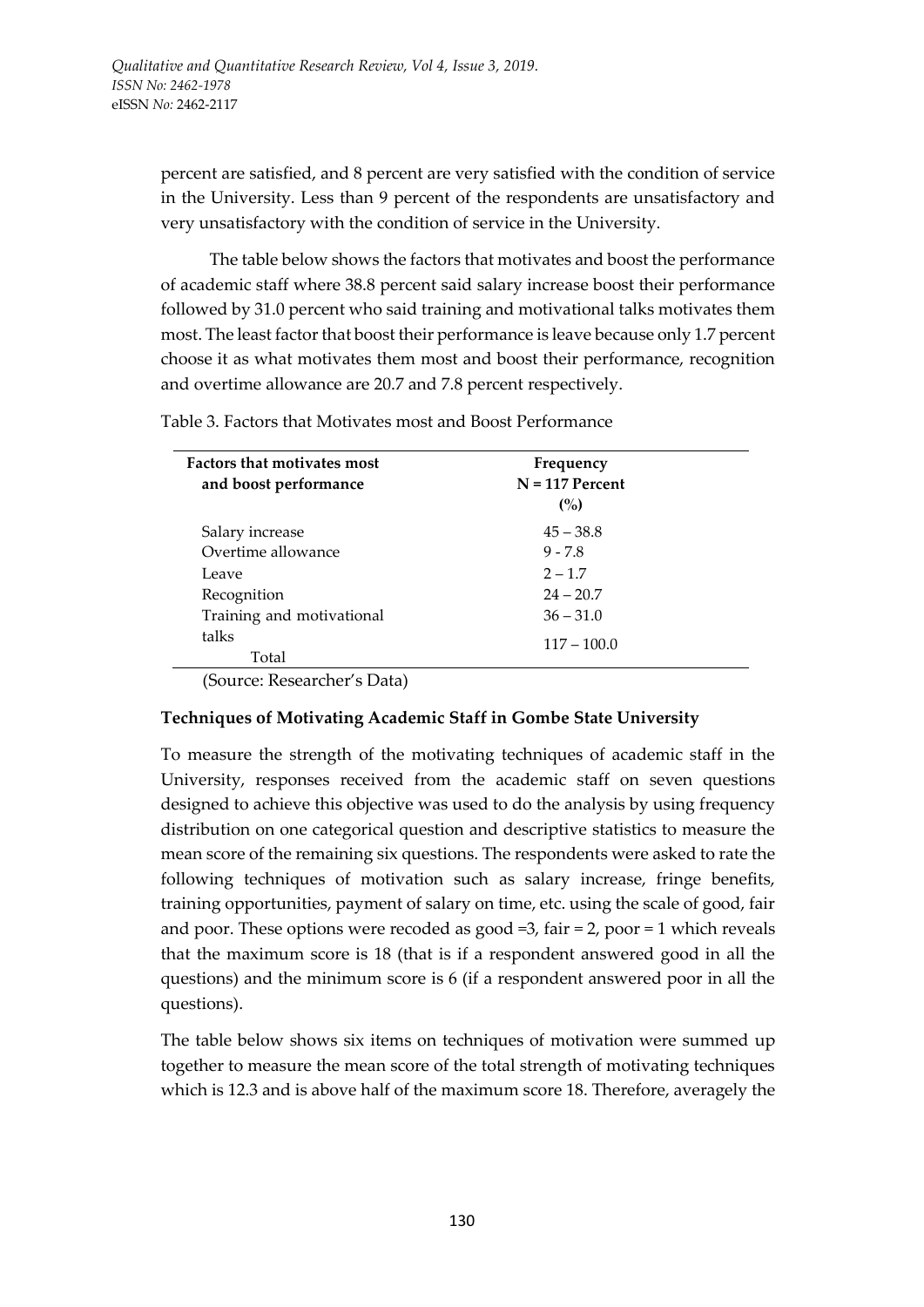percent are satisfied, and 8 percent are very satisfied with the condition of service in the University. Less than 9 percent of the respondents are unsatisfactory and very unsatisfactory with the condition of service in the University.

The table below shows the factors that motivates and boost the performance of academic staff where 38.8 percent said salary increase boost their performance followed by 31.0 percent who said training and motivational talks motivates them most. The least factor that boost their performance is leave because only 1.7 percent choose it as what motivates them most and boost their performance, recognition and overtime allowance are 20.7 and 7.8 percent respectively.

Table 3. Factors that Motivates most and Boost Performance

| Factors that motivates most and boost performance | Frequency N = 117 Percent (%) |
|---|---|
| Salary increase | 45 – 38.8 |
| Overtime allowance | 9 - 7.8 |
| Leave | 2 – 1.7 |
| Recognition | 24 – 20.7 |
| Training and motivational talks | 36 – 31.0 |
| Total | 117 – 100.0 |

(Source: Researcher's Data)

**Techniques of Motivating Academic Staff in Gombe State University**

To measure the strength of the motivating techniques of academic staff in the University, responses received from the academic staff on seven questions designed to achieve this objective was used to do the analysis by using frequency distribution on one categorical question and descriptive statistics to measure the mean score of the remaining six questions. The respondents were asked to rate the following techniques of motivation such as salary increase, fringe benefits, training opportunities, payment of salary on time, etc. using the scale of good, fair and poor. These options were recoded as good =3, fair = 2, poor = 1 which reveals that the maximum score is 18 (that is if a respondent answered good in all the questions) and the minimum score is 6 (if a respondent answered poor in all the questions).

The table below shows six items on techniques of motivation were summed up together to measure the mean score of the total strength of motivating techniques which is 12.3 and is above half of the maximum score 18. Therefore, averagely the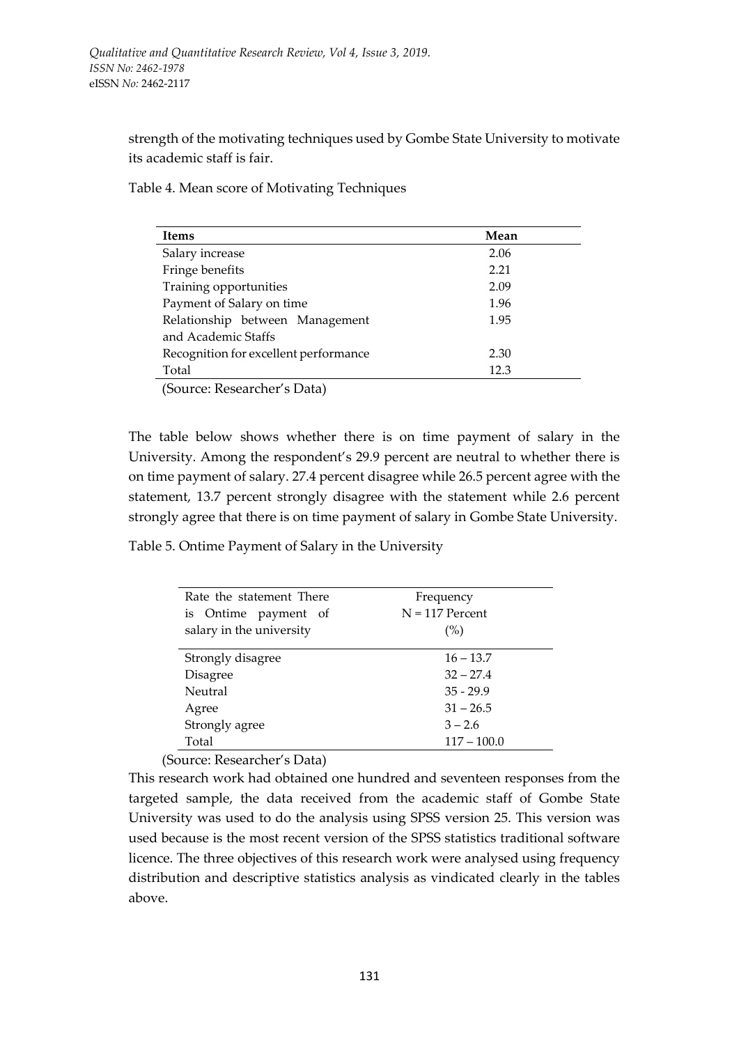strength of the motivating techniques used by Gombe State University to motivate its academic staff is fair.

Table 4. Mean score of Motivating Techniques

| Items | Mean |
|---|---|
| Salary increase | 2.06 |
| Fringe benefits | 2.21 |
| Training opportunities | 2.09 |
| Payment of Salary on time | 1.96 |
| Relationship between Management and Academic Staffs | 1.95 |
| Recognition for excellent performance | 2.30 |
| Total | 12.3 |

(Source: Researcher's Data)

The table below shows whether there is on time payment of salary in the University. Among the respondent's 29.9 percent are neutral to whether there is on time payment of salary. 27.4 percent disagree while 26.5 percent agree with the statement, 13.7 percent strongly disagree with the statement while 2.6 percent strongly agree that there is on time payment of salary in Gombe State University.

Table 5. Ontime Payment of Salary in the University

| Rate the statement There is Ontime payment of salary in the university | Frequency N = 117 Percent (%) |
|---|---|
| Strongly disagree | 16 – 13.7 |
| Disagree | 32 – 27.4 |
| Neutral | 35 - 29.9 |
| Agree | 31 – 26.5 |
| Strongly agree | 3 – 2.6 |
| Total | 117 – 100.0 |

(Source: Researcher's Data)

This research work had obtained one hundred and seventeen responses from the targeted sample, the data received from the academic staff of Gombe State University was used to do the analysis using SPSS version 25. This version was used because is the most recent version of the SPSS statistics traditional software licence. The three objectives of this research work were analysed using frequency distribution and descriptive statistics analysis as vindicated clearly in the tables above.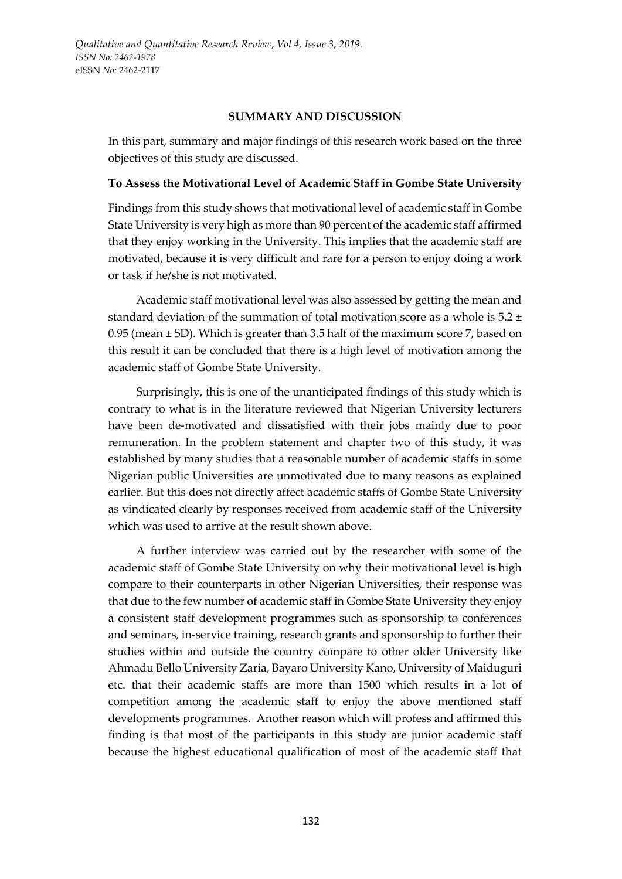## SUMMARY AND DISCUSSION

In this part, summary and major findings of this research work based on the three objectives of this study are discussed.

### To Assess the Motivational Level of Academic Staff in Gombe State University

Findings from this study shows that motivational level of academic staff in Gombe State University is very high as more than 90 percent of the academic staff affirmed that they enjoy working in the University. This implies that the academic staff are motivated, because it is very difficult and rare for a person to enjoy doing a work or task if he/she is not motivated.

Academic staff motivational level was also assessed by getting the mean and standard deviation of the summation of total motivation score as a whole is $5.2 \pm 0.95$ (mean ± SD). Which is greater than 3.5 half of the maximum score 7, based on this result it can be concluded that there is a high level of motivation among the academic staff of Gombe State University.

Surprisingly, this is one of the unanticipated findings of this study which is contrary to what is in the literature reviewed that Nigerian University lecturers have been de-motivated and dissatisfied with their jobs mainly due to poor remuneration. In the problem statement and chapter two of this study, it was established by many studies that a reasonable number of academic staffs in some Nigerian public Universities are unmotivated due to many reasons as explained earlier. But this does not directly affect academic staffs of Gombe State University as vindicated clearly by responses received from academic staff of the University which was used to arrive at the result shown above.

A further interview was carried out by the researcher with some of the academic staff of Gombe State University on why their motivational level is high compare to their counterparts in other Nigerian Universities, their response was that due to the few number of academic staff in Gombe State University they enjoy a consistent staff development programmes such as sponsorship to conferences and seminars, in-service training, research grants and sponsorship to further their studies within and outside the country compare to other older University like Ahmadu Bello University Zaria, Bayaro University Kano, University of Maiduguri etc. that their academic staffs are more than 1500 which results in a lot of competition among the academic staff to enjoy the above mentioned staff developments programmes. Another reason which will profess and affirmed this finding is that most of the participants in this study are junior academic staff because the highest educational qualification of most of the academic staff that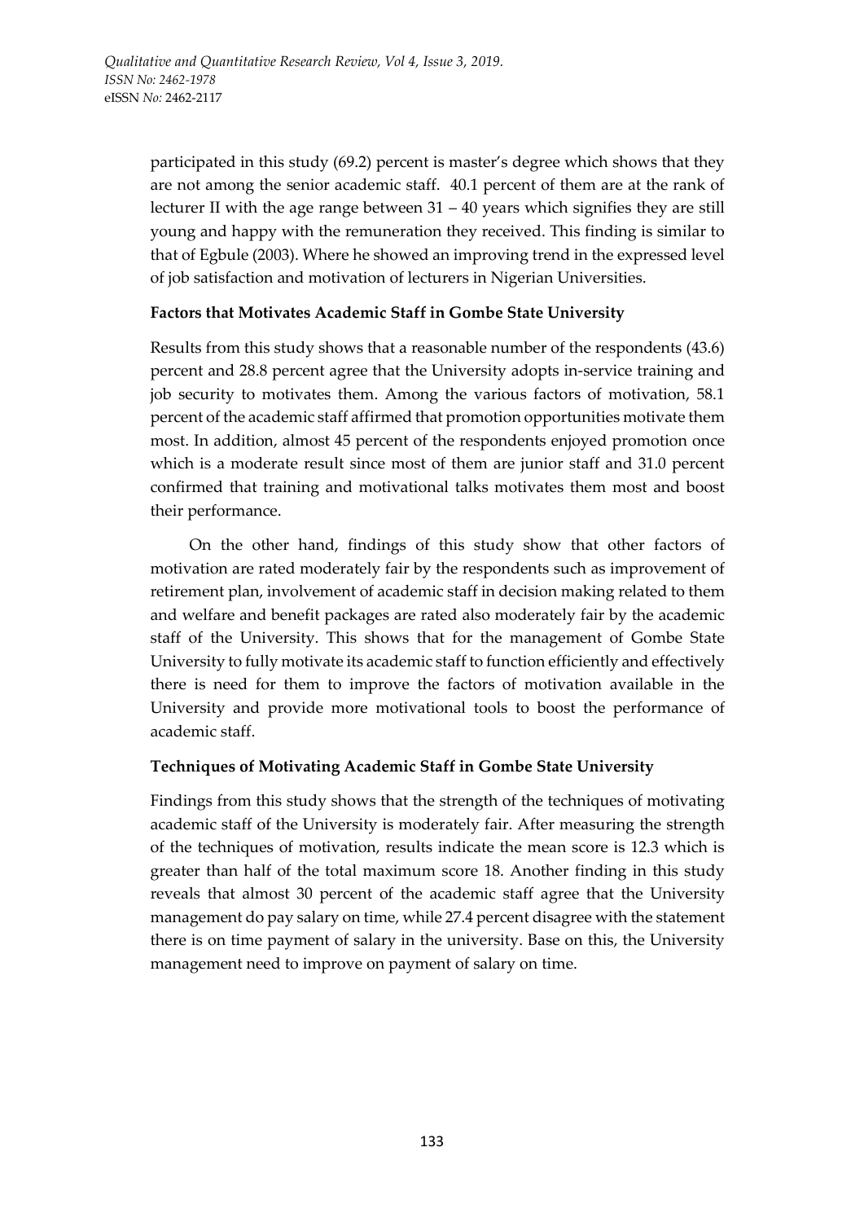participated in this study (69.2) percent is master's degree which shows that they are not among the senior academic staff. 40.1 percent of them are at the rank of lecturer II with the age range between 31 – 40 years which signifies they are still young and happy with the remuneration they received. This finding is similar to that of Egbule (2003). Where he showed an improving trend in the expressed level of job satisfaction and motivation of lecturers in Nigerian Universities.

**Factors that Motivates Academic Staff in Gombe State University**

Results from this study shows that a reasonable number of the respondents (43.6) percent and 28.8 percent agree that the University adopts in-service training and job security to motivates them. Among the various factors of motivation, 58.1 percent of the academic staff affirmed that promotion opportunities motivate them most. In addition, almost 45 percent of the respondents enjoyed promotion once which is a moderate result since most of them are junior staff and 31.0 percent confirmed that training and motivational talks motivates them most and boost their performance.

On the other hand, findings of this study show that other factors of motivation are rated moderately fair by the respondents such as improvement of retirement plan, involvement of academic staff in decision making related to them and welfare and benefit packages are rated also moderately fair by the academic staff of the University. This shows that for the management of Gombe State University to fully motivate its academic staff to function efficiently and effectively there is need for them to improve the factors of motivation available in the University and provide more motivational tools to boost the performance of academic staff.

**Techniques of Motivating Academic Staff in Gombe State University**

Findings from this study shows that the strength of the techniques of motivating academic staff of the University is moderately fair. After measuring the strength of the techniques of motivation, results indicate the mean score is 12.3 which is greater than half of the total maximum score 18. Another finding in this study reveals that almost 30 percent of the academic staff agree that the University management do pay salary on time, while 27.4 percent disagree with the statement there is on time payment of salary in the university. Base on this, the University management need to improve on payment of salary on time.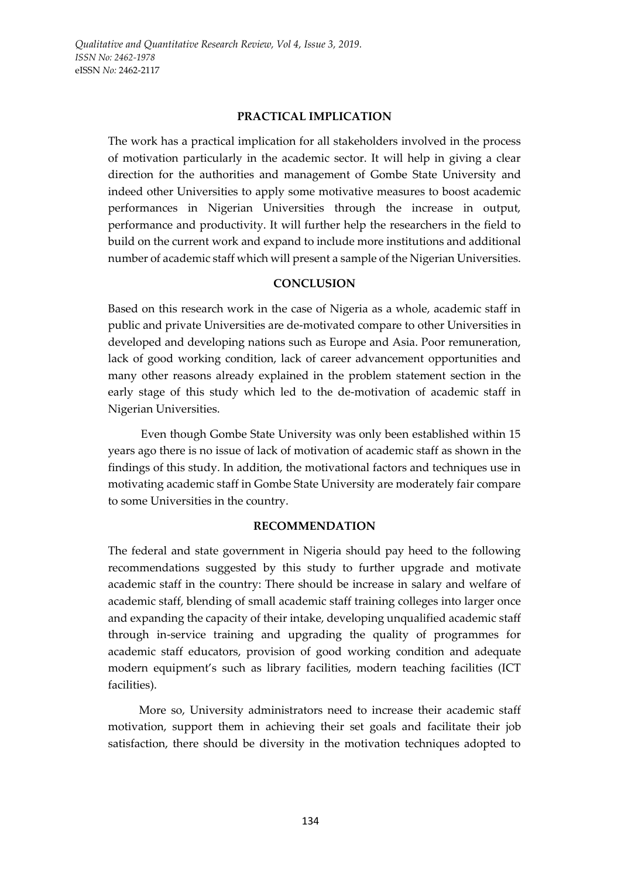## PRACTICAL IMPLICATION

The work has a practical implication for all stakeholders involved in the process of motivation particularly in the academic sector. It will help in giving a clear direction for the authorities and management of Gombe State University and indeed other Universities to apply some motivative measures to boost academic performances in Nigerian Universities through the increase in output, performance and productivity. It will further help the researchers in the field to build on the current work and expand to include more institutions and additional number of academic staff which will present a sample of the Nigerian Universities.

## CONCLUSION

Based on this research work in the case of Nigeria as a whole, academic staff in public and private Universities are de-motivated compare to other Universities in developed and developing nations such as Europe and Asia. Poor remuneration, lack of good working condition, lack of career advancement opportunities and many other reasons already explained in the problem statement section in the early stage of this study which led to the de-motivation of academic staff in Nigerian Universities.

Even though Gombe State University was only been established within 15 years ago there is no issue of lack of motivation of academic staff as shown in the findings of this study. In addition, the motivational factors and techniques use in motivating academic staff in Gombe State University are moderately fair compare to some Universities in the country.

## RECOMMENDATION

The federal and state government in Nigeria should pay heed to the following recommendations suggested by this study to further upgrade and motivate academic staff in the country: There should be increase in salary and welfare of academic staff, blending of small academic staff training colleges into larger once and expanding the capacity of their intake, developing unqualified academic staff through in-service training and upgrading the quality of programmes for academic staff educators, provision of good working condition and adequate modern equipment's such as library facilities, modern teaching facilities (ICT facilities).

More so, University administrators need to increase their academic staff motivation, support them in achieving their set goals and facilitate their job satisfaction, there should be diversity in the motivation techniques adopted to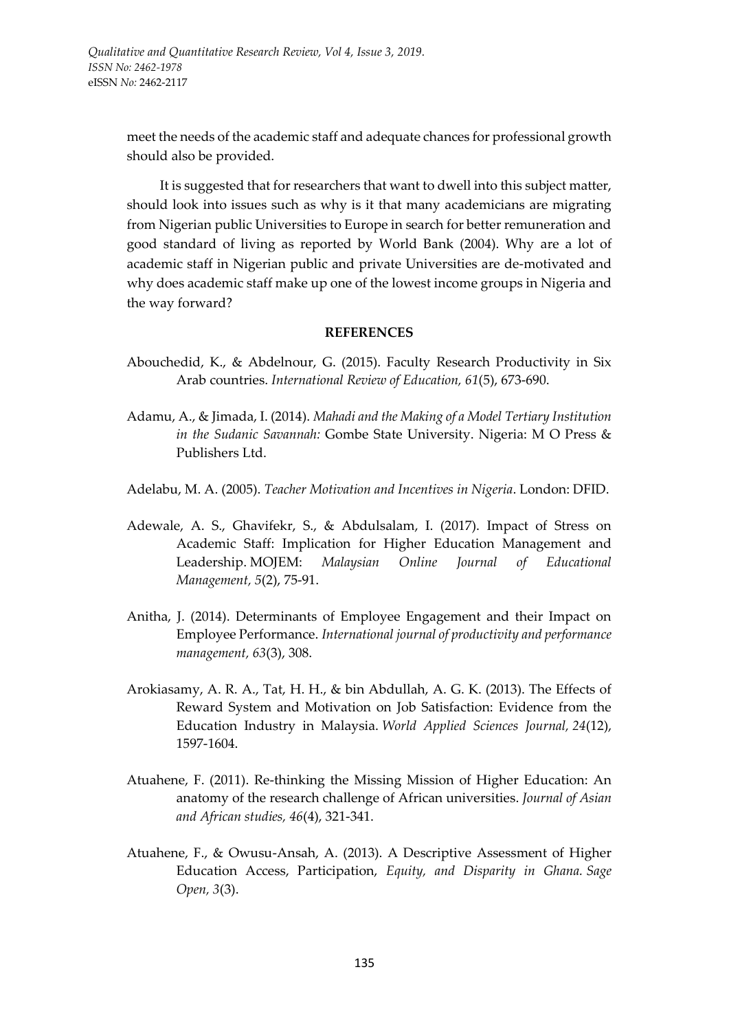meet the needs of the academic staff and adequate chances for professional growth should also be provided.

It is suggested that for researchers that want to dwell into this subject matter, should look into issues such as why is it that many academicians are migrating from Nigerian public Universities to Europe in search for better remuneration and good standard of living as reported by World Bank (2004). Why are a lot of academic staff in Nigerian public and private Universities are de-motivated and why does academic staff make up one of the lowest income groups in Nigeria and the way forward?

## REFERENCES

Abouchedid, K., & Abdelnour, G. (2015). Faculty Research Productivity in Six Arab countries. *International Review of Education, 61*(5), 673-690.

Adamu, A., & Jimada, I. (2014). *Mahadi and the Making of a Model Tertiary Institution in the Sudanic Savannah:* Gombe State University. Nigeria: M O Press & Publishers Ltd.

Adelabu, M. A. (2005). *Teacher Motivation and Incentives in Nigeria*. London: DFID.

Adewale, A. S., Ghavifekr, S., & Abdulsalam, I. (2017). Impact of Stress on Academic Staff: Implication for Higher Education Management and Leadership. MOJEM: *Malaysian Online Journal of Educational Management, 5*(2), 75-91.

Anitha, J. (2014). Determinants of Employee Engagement and their Impact on Employee Performance. *International journal of productivity and performance management, 63*(3), 308.

Arokiasamy, A. R. A., Tat, H. H., & bin Abdullah, A. G. K. (2013). The Effects of Reward System and Motivation on Job Satisfaction: Evidence from the Education Industry in Malaysia. *World Applied Sciences Journal, 24*(12), 1597-1604.

Atuahene, F. (2011). Re-thinking the Missing Mission of Higher Education: An anatomy of the research challenge of African universities. *Journal of Asian and African studies, 46*(4), 321-341.

Atuahene, F., & Owusu-Ansah, A. (2013). A Descriptive Assessment of Higher Education Access, Participation, *Equity, and Disparity in Ghana. Sage Open, 3*(3).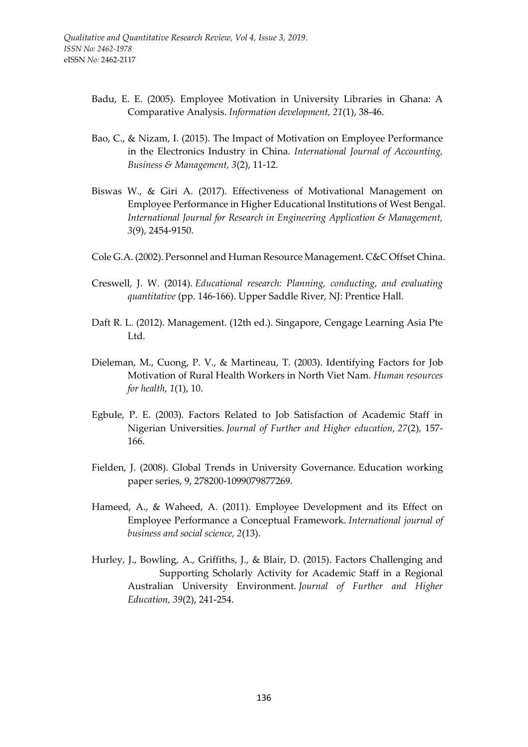Badu, E. E. (2005). Employee Motivation in University Libraries in Ghana: A Comparative Analysis. *Information development, 21*(1), 38-46.

Bao, C., & Nizam, I. (2015). The Impact of Motivation on Employee Performance in the Electronics Industry in China. *International Journal of Accounting, Business & Management, 3*(2), 11-12.

Biswas W., & Giri A. (2017). Effectiveness of Motivational Management on Employee Performance in Higher Educational Institutions of West Bengal. *International Journal for Research in Engineering Application & Management, 3*(9), 2454-9150.

Cole G.A. (2002). Personnel and Human Resource Management. C&C Offset China.

Creswell, J. W. (2014). *Educational research: Planning, conducting, and evaluating quantitative* (pp. 146-166). Upper Saddle River, NJ: Prentice Hall.

Daft R. L. (2012). Management. (12th ed.). Singapore, Cengage Learning Asia Pte Ltd.

Dieleman, M., Cuong, P. V., & Martineau, T. (2003). Identifying Factors for Job Motivation of Rural Health Workers in North Viet Nam. *Human resources for health, 1*(1), 10.

Egbule, P. E. (2003). Factors Related to Job Satisfaction of Academic Staff in Nigerian Universities. *Journal of Further and Higher education, 27*(2), 157-166.

Fielden, J. (2008). Global Trends in University Governance. Education working paper series, 9, 278200-1099079877269.

Hameed, A., & Waheed, A. (2011). Employee Development and its Effect on Employee Performance a Conceptual Framework. *International journal of business and social science, 2*(13).

Hurley, J., Bowling, A., Griffiths, J., & Blair, D. (2015). Factors Challenging and Supporting Scholarly Activity for Academic Staff in a Regional Australian University Environment. *Journal of Further and Higher Education, 39*(2), 241-254.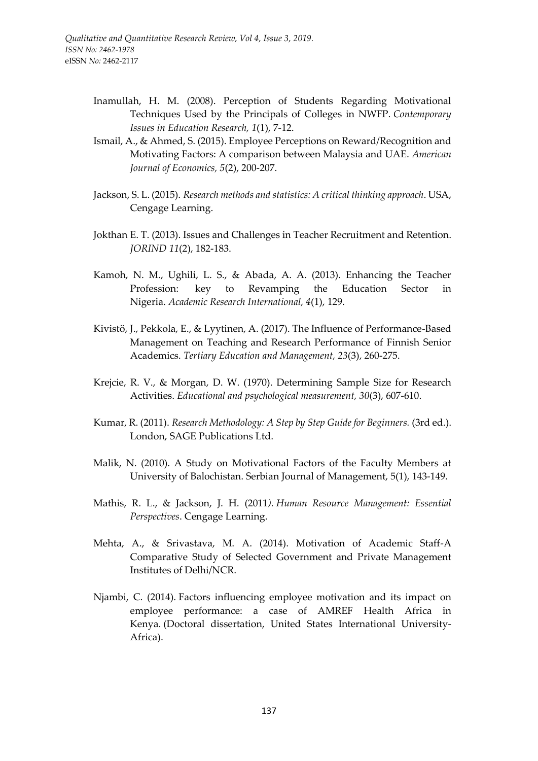Inamullah, H. M. (2008). Perception of Students Regarding Motivational Techniques Used by the Principals of Colleges in NWFP. *Contemporary Issues in Education Research, 1*(1), 7-12.

Ismail, A., & Ahmed, S. (2015). Employee Perceptions on Reward/Recognition and Motivating Factors: A comparison between Malaysia and UAE. *American Journal of Economics, 5*(2), 200-207.

Jackson, S. L. (2015). *Research methods and statistics: A critical thinking approach*. USA, Cengage Learning.

Jokthan E. T. (2013). Issues and Challenges in Teacher Recruitment and Retention. *JORIND 11*(2), 182-183.

Kamoh, N. M., Ughili, L. S., & Abada, A. A. (2013). Enhancing the Teacher Profession: key to Revamping the Education Sector in Nigeria. *Academic Research International, 4*(1), 129.

Kivistö, J., Pekkola, E., & Lyytinen, A. (2017). The Influence of Performance-Based Management on Teaching and Research Performance of Finnish Senior Academics. *Tertiary Education and Management, 23*(3), 260-275.

Krejcie, R. V., & Morgan, D. W. (1970). Determining Sample Size for Research Activities. *Educational and psychological measurement, 30*(3), 607-610.

Kumar, R. (2011). *Research Methodology: A Step by Step Guide for Beginners.* (3rd ed.). London, SAGE Publications Ltd.

Malik, N. (2010). A Study on Motivational Factors of the Faculty Members at University of Balochistan. Serbian Journal of Management, 5(1), 143-149.

Mathis, R. L., & Jackson, J. H. (2011*). Human Resource Management: Essential Perspectives*. Cengage Learning.

Mehta, A., & Srivastava, M. A. (2014). Motivation of Academic Staff-A Comparative Study of Selected Government and Private Management Institutes of Delhi/NCR.

Njambi, C. (2014). Factors influencing employee motivation and its impact on employee performance: a case of AMREF Health Africa in Kenya. (Doctoral dissertation, United States International University-Africa).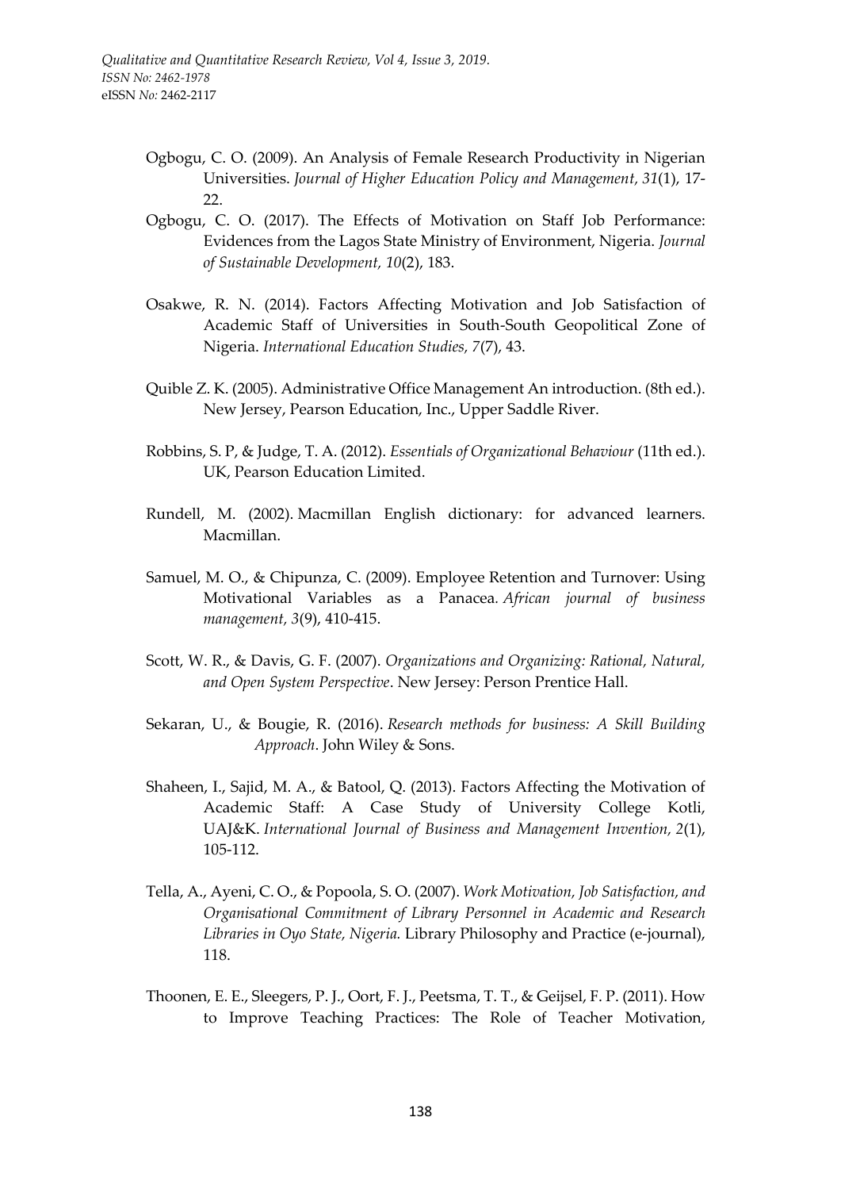Ogbogu, C. O. (2009). An Analysis of Female Research Productivity in Nigerian Universities. *Journal of Higher Education Policy and Management, 31*(1), 17-22.

Ogbogu, C. O. (2017). The Effects of Motivation on Staff Job Performance: Evidences from the Lagos State Ministry of Environment, Nigeria. *Journal of Sustainable Development, 10*(2), 183.

Osakwe, R. N. (2014). Factors Affecting Motivation and Job Satisfaction of Academic Staff of Universities in South-South Geopolitical Zone of Nigeria. *International Education Studies, 7*(7), 43.

Quible Z. K. (2005). Administrative Office Management An introduction. (8th ed.). New Jersey, Pearson Education, Inc., Upper Saddle River.

Robbins, S. P, & Judge, T. A. (2012). *Essentials of Organizational Behaviour* (11th ed.). UK, Pearson Education Limited.

Rundell, M. (2002). Macmillan English dictionary: for advanced learners. Macmillan.

Samuel, M. O., & Chipunza, C. (2009). Employee Retention and Turnover: Using Motivational Variables as a Panacea. *African journal of business management, 3*(9), 410-415.

Scott, W. R., & Davis, G. F. (2007). *Organizations and Organizing: Rational, Natural, and Open System Perspective*. New Jersey: Person Prentice Hall.

Sekaran, U., & Bougie, R. (2016). *Research methods for business: A Skill Building Approach*. John Wiley & Sons.

Shaheen, I., Sajid, M. A., & Batool, Q. (2013). Factors Affecting the Motivation of Academic Staff: A Case Study of University College Kotli, UAJ&K. *International Journal of Business and Management Invention, 2*(1), 105-112.

Tella, A., Ayeni, C. O., & Popoola, S. O. (2007). *Work Motivation, Job Satisfaction, and Organisational Commitment of Library Personnel in Academic and Research Libraries in Oyo State, Nigeria.* Library Philosophy and Practice (e-journal), 118.

Thoonen, E. E., Sleegers, P. J., Oort, F. J., Peetsma, T. T., & Geijsel, F. P. (2011). How to Improve Teaching Practices: The Role of Teacher Motivation,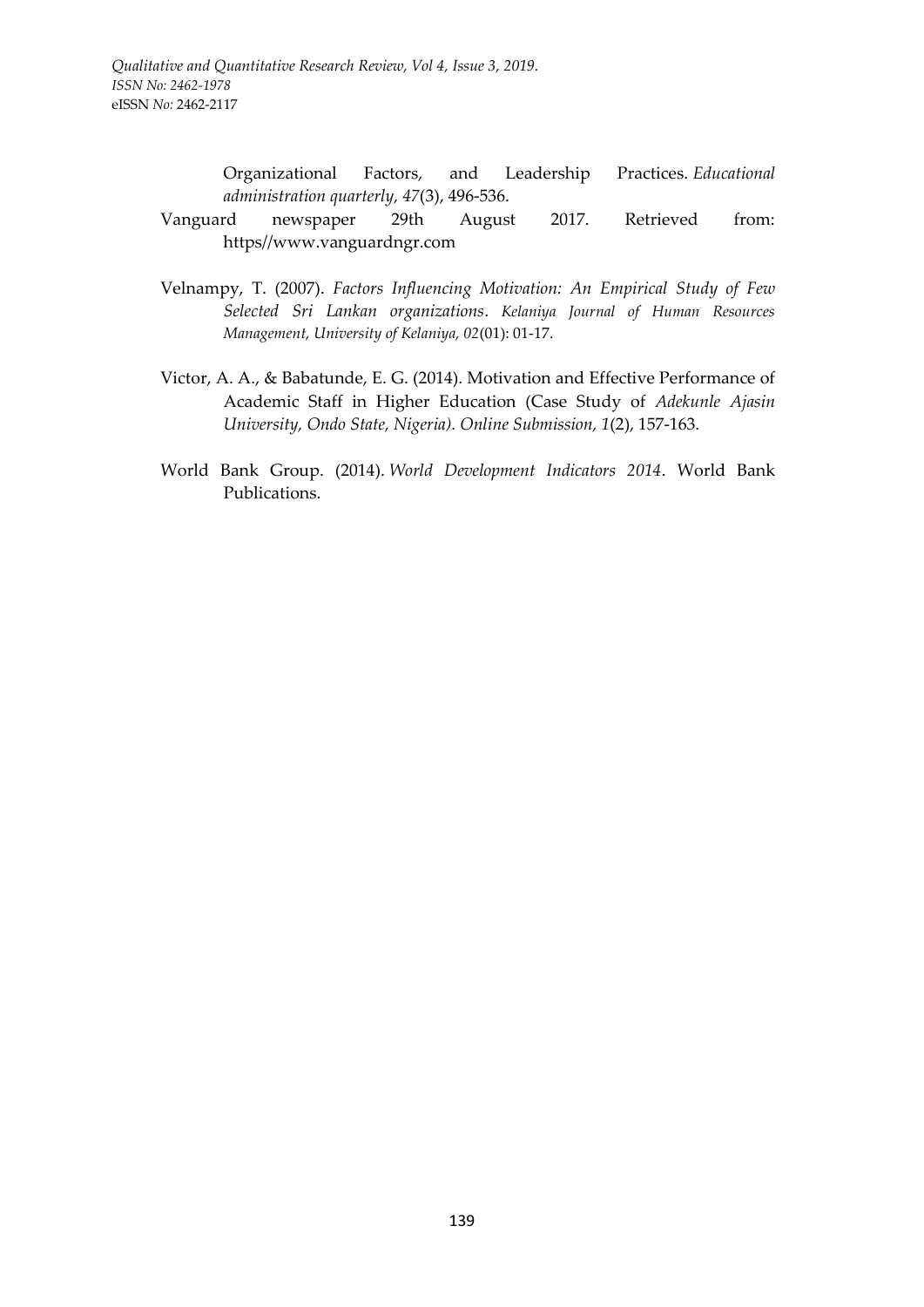Organizational Factors, and Leadership Practices. *Educational administration quarterly, 47*(3), 496-536.

Vanguard newspaper 29th August 2017. Retrieved from: https//www.vanguardngr.com

Velnampy, T. (2007). *Factors Influencing Motivation: An Empirical Study of Few Selected Sri Lankan organizations*. *Kelaniya Journal of Human Resources Management, University of Kelaniya, 02*(01): 01-17.

Victor, A. A., & Babatunde, E. G. (2014). Motivation and Effective Performance of Academic Staff in Higher Education (Case Study of *Adekunle Ajasin University, Ondo State, Nigeria). Online Submission, 1*(2), 157-163.

World Bank Group. (2014). *World Development Indicators 2014*. World Bank Publications.